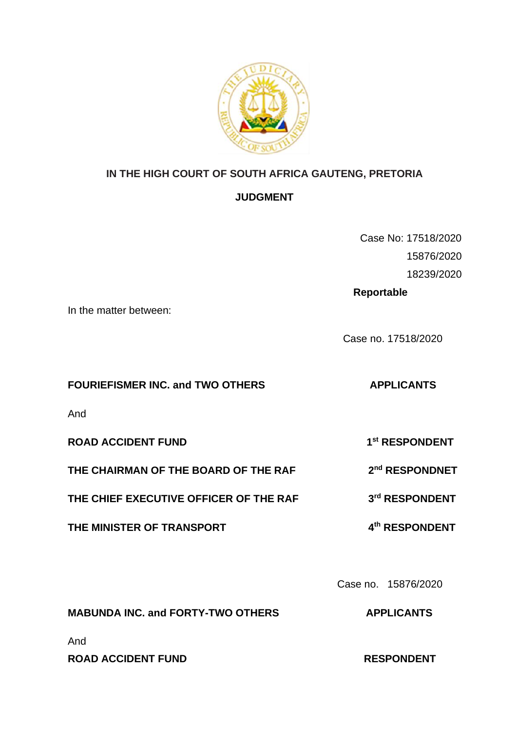**IN THE HIGH COURT OF SOUTH AFRICA GAUTENG, PRETORIA**

**JUDGMENT**

Case No: 17518/2020

15876/2020

18239/2020

**Reportable**

In the matter between:

Case no. 17518/2020

| | |
|---|---|
| **FOURIEFISMER INC. and TWO OTHERS** | **APPLICANTS** |
| And | |
| **ROAD ACCIDENT FUND** | **1st RESPONDENT** |
| **THE CHAIRMAN OF THE BOARD OF THE RAF** | **2nd RESPONDNET** |
| **THE CHIEF EXECUTIVE OFFICER OF THE RAF** | **3rd RESPONDENT** |
| **THE MINISTER OF TRANSPORT** | **4th RESPONDENT** |

Case no. 15876/2020

| | |
|---|---|
| **MABUNDA INC. and FORTY-TWO OTHERS** | **APPLICANTS** |
| And | |
| **ROAD ACCIDENT FUND** | **RESPONDENT** |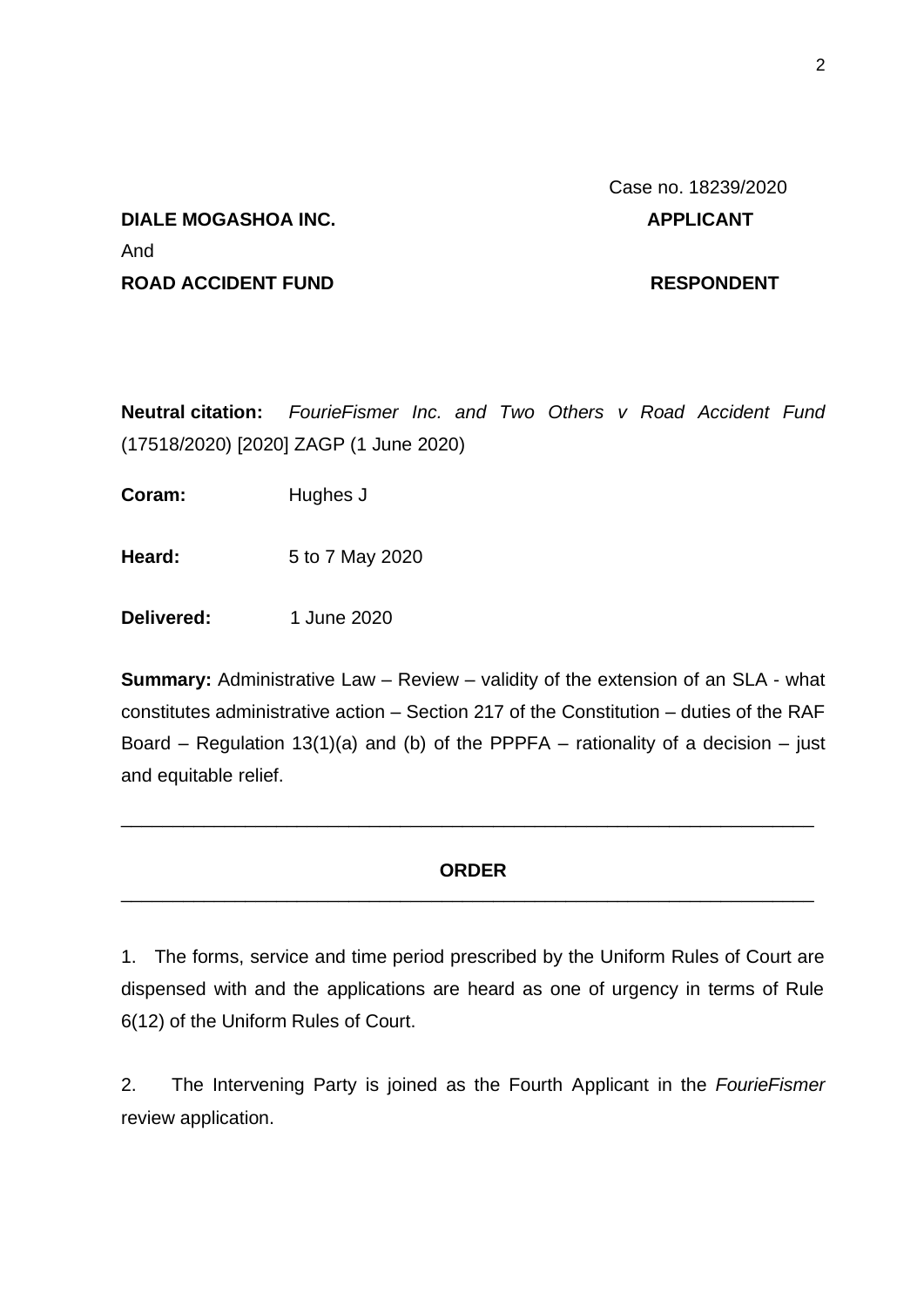Case no. 18239/2020

**DIALE MOGASHOA INC.** **APPLICANT**

And

**ROAD ACCIDENT FUND** **RESPONDENT**

**Neutral citation:** *FourieFismer Inc. and Two Others v Road Accident Fund* (17518/2020) [2020] ZAGP (1 June 2020)

**Coram:** Hughes J

**Heard:** 5 to 7 May 2020

**Delivered:** 1 June 2020

**Summary:** Administrative Law – Review – validity of the extension of an SLA - what constitutes administrative action – Section 217 of the Constitution – duties of the RAF Board – Regulation 13(1)(a) and (b) of the PPPFA – rationality of a decision – just and equitable relief.

---

**ORDER**

---

1. The forms, service and time period prescribed by the Uniform Rules of Court are dispensed with and the applications are heard as one of urgency in terms of Rule 6(12) of the Uniform Rules of Court.

2. The Intervening Party is joined as the Fourth Applicant in the *FourieFismer* review application.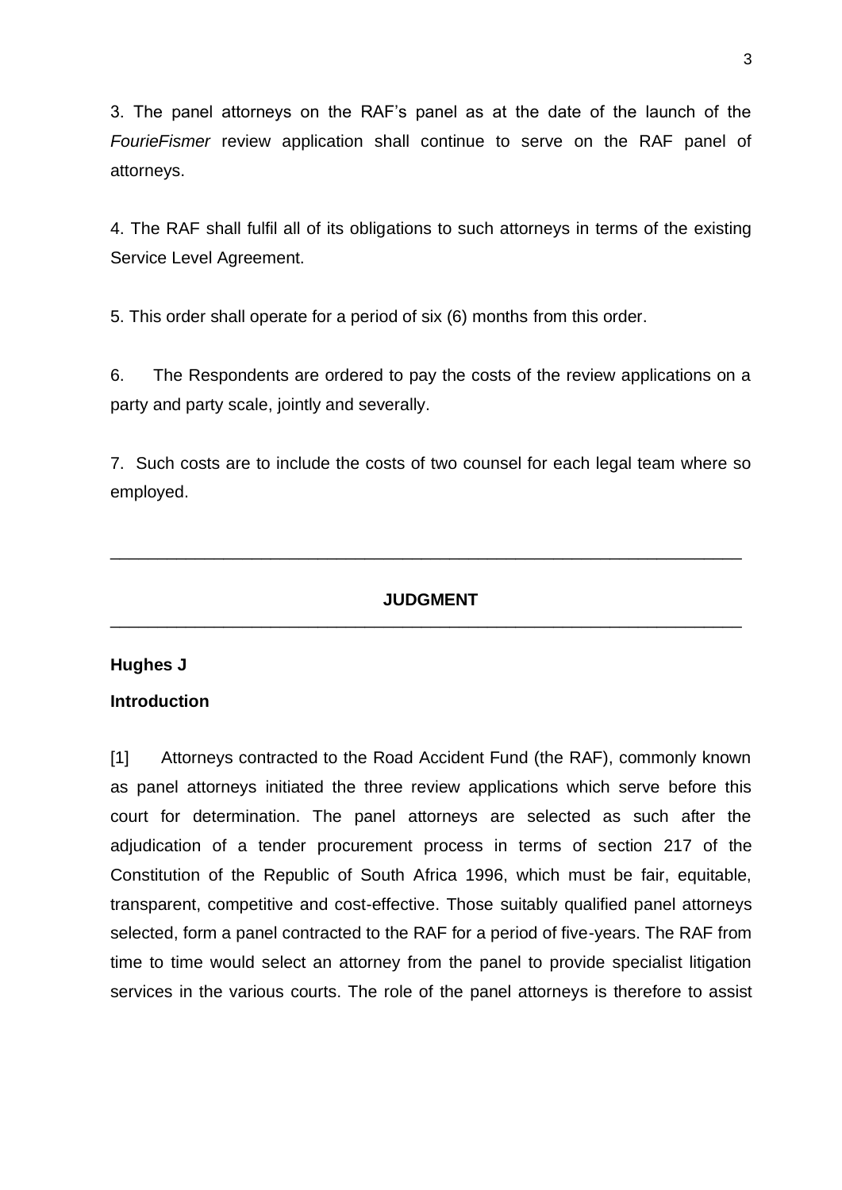3. The panel attorneys on the RAF's panel as at the date of the launch of the *FourieFismer* review application shall continue to serve on the RAF panel of attorneys.

4. The RAF shall fulfil all of its obligations to such attorneys in terms of the existing Service Level Agreement.

5. This order shall operate for a period of six (6) months from this order.

6. The Respondents are ordered to pay the costs of the review applications on a party and party scale, jointly and severally.

7. Such costs are to include the costs of two counsel for each legal team where so employed.

---

## JUDGMENT

---

**Hughes J**

**Introduction**

[1] Attorneys contracted to the Road Accident Fund (the RAF), commonly known as panel attorneys initiated the three review applications which serve before this court for determination. The panel attorneys are selected as such after the adjudication of a tender procurement process in terms of section 217 of the Constitution of the Republic of South Africa 1996, which must be fair, equitable, transparent, competitive and cost-effective. Those suitably qualified panel attorneys selected, form a panel contracted to the RAF for a period of five-years. The RAF from time to time would select an attorney from the panel to provide specialist litigation services in the various courts. The role of the panel attorneys is therefore to assist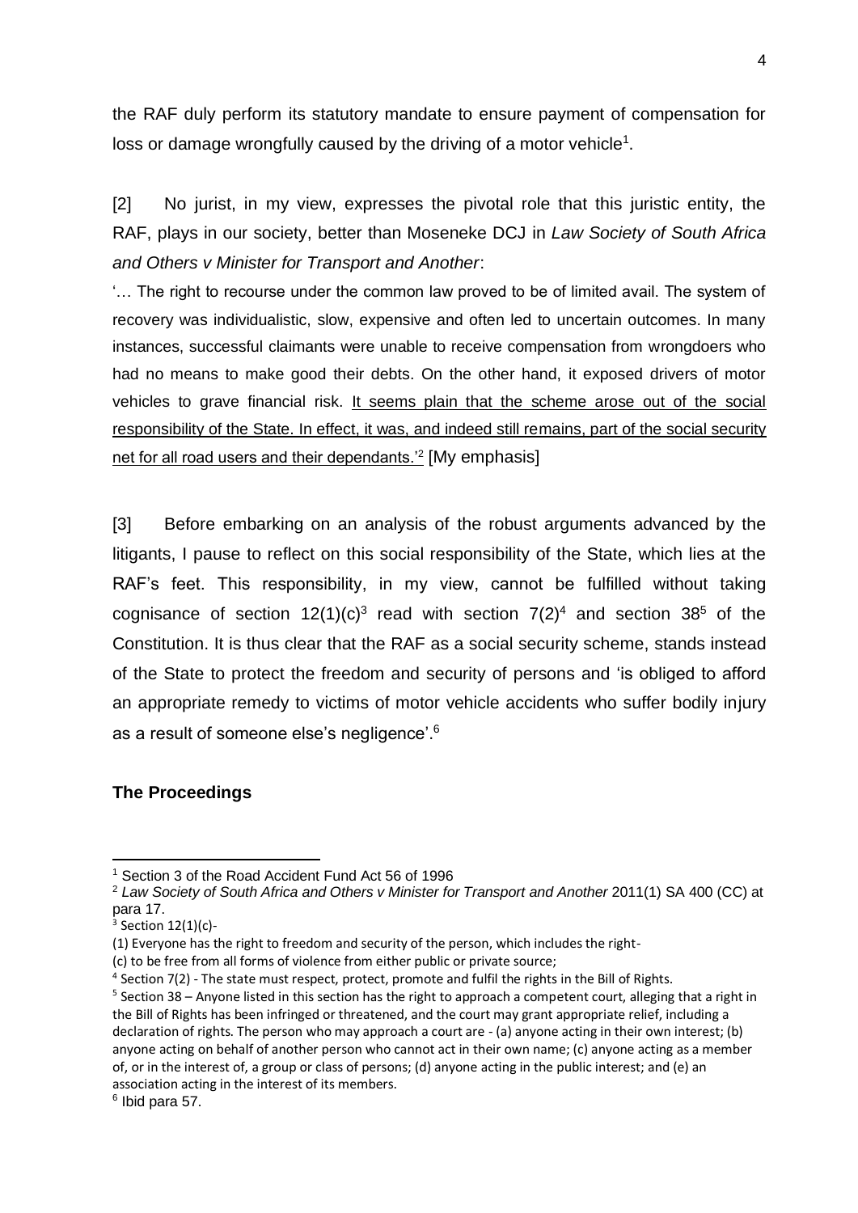the RAF duly perform its statutory mandate to ensure payment of compensation for loss or damage wrongfully caused by the driving of a motor vehicle[1].

[2] No jurist, in my view, expresses the pivotal role that this juristic entity, the RAF, plays in our society, better than Moseneke DCJ in *Law Society of South Africa and Others v Minister for Transport and Another*:

'… The right to recourse under the common law proved to be of limited avail. The system of recovery was individualistic, slow, expensive and often led to uncertain outcomes. In many instances, successful claimants were unable to receive compensation from wrongdoers who had no means to make good their debts. On the other hand, it exposed drivers of motor vehicles to grave financial risk. <u>It seems plain that the scheme arose out of the social responsibility of the State. In effect, it was, and indeed still remains, part of the social security net for all road users and their dependants.'</u>[2] [My emphasis]

[3] Before embarking on an analysis of the robust arguments advanced by the litigants, I pause to reflect on this social responsibility of the State, which lies at the RAF's feet. This responsibility, in my view, cannot be fulfilled without taking cognisance of section 12(1)(c)[3] read with section 7(2)[4] and section 38[5] of the Constitution. It is thus clear that the RAF as a social security scheme, stands instead of the State to protect the freedom and security of persons and 'is obliged to afford an appropriate remedy to victims of motor vehicle accidents who suffer bodily injury as a result of someone else's negligence'.[6]

## The Proceedings

---

[1] Section 3 of the Road Accident Fund Act 56 of 1996

[2] *Law Society of South Africa and Others v Minister for Transport and Another* 2011(1) SA 400 (CC) at para 17.

[3] Section 12(1)(c)-
(1) Everyone has the right to freedom and security of the person, which includes the right-
(c) to be free from all forms of violence from either public or private source;

[4] Section 7(2) - The state must respect, protect, promote and fulfil the rights in the Bill of Rights.

[5] Section 38 – Anyone listed in this section has the right to approach a competent court, alleging that a right in the Bill of Rights has been infringed or threatened, and the court may grant appropriate relief, including a declaration of rights. The person who may approach a court are - (a) anyone acting in their own interest; (b) anyone acting on behalf of another person who cannot act in their own name; (c) anyone acting as a member of, or in the interest of, a group or class of persons; (d) anyone acting in the public interest; and (e) an association acting in the interest of its members.

[6] Ibid para 57.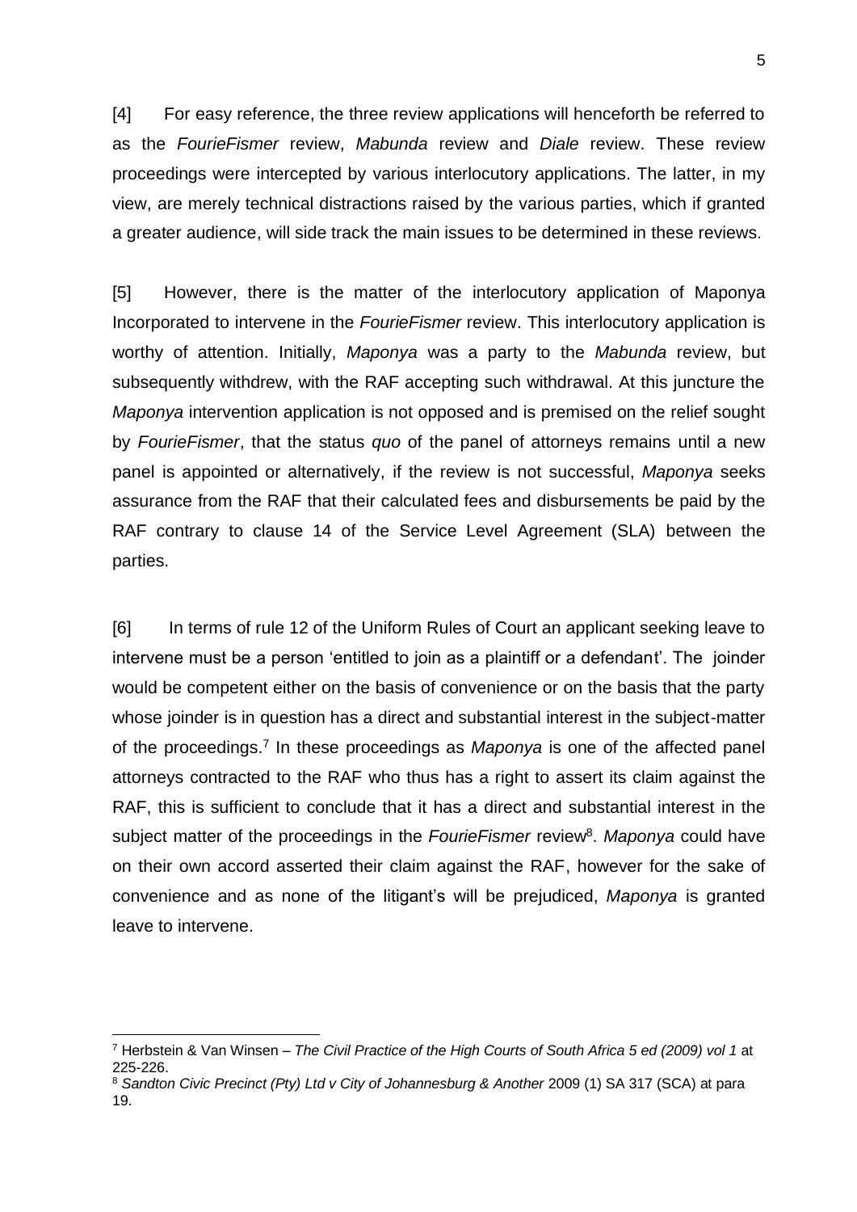[4] For easy reference, the three review applications will henceforth be referred to as the *FourieFismer* review, *Mabunda* review and *Diale* review. These review proceedings were intercepted by various interlocutory applications. The latter, in my view, are merely technical distractions raised by the various parties, which if granted a greater audience, will side track the main issues to be determined in these reviews.

[5] However, there is the matter of the interlocutory application of Maponya Incorporated to intervene in the *FourieFismer* review. This interlocutory application is worthy of attention. Initially, *Maponya* was a party to the *Mabunda* review, but subsequently withdrew, with the RAF accepting such withdrawal. At this juncture the *Maponya* intervention application is not opposed and is premised on the relief sought by *FourieFismer*, that the status *quo* of the panel of attorneys remains until a new panel is appointed or alternatively, if the review is not successful, *Maponya* seeks assurance from the RAF that their calculated fees and disbursements be paid by the RAF contrary to clause 14 of the Service Level Agreement (SLA) between the parties.

[6] In terms of rule 12 of the Uniform Rules of Court an applicant seeking leave to intervene must be a person 'entitled to join as a plaintiff or a defendant'. The joinder would be competent either on the basis of convenience or on the basis that the party whose joinder is in question has a direct and substantial interest in the subject-matter of the proceedings.[7] In these proceedings as *Maponya* is one of the affected panel attorneys contracted to the RAF who thus has a right to assert its claim against the RAF, this is sufficient to conclude that it has a direct and substantial interest in the subject matter of the proceedings in the *FourieFismer* review[8]. *Maponya* could have on their own accord asserted their claim against the RAF, however for the sake of convenience and as none of the litigant's will be prejudiced, *Maponya* is granted leave to intervene.

---

[7] Herbstein & Van Winsen – *The Civil Practice of the High Courts of South Africa 5 ed (2009) vol 1* at 225-226.

[8] *Sandton Civic Precinct (Pty) Ltd v City of Johannesburg & Another* 2009 (1) SA 317 (SCA) at para 19.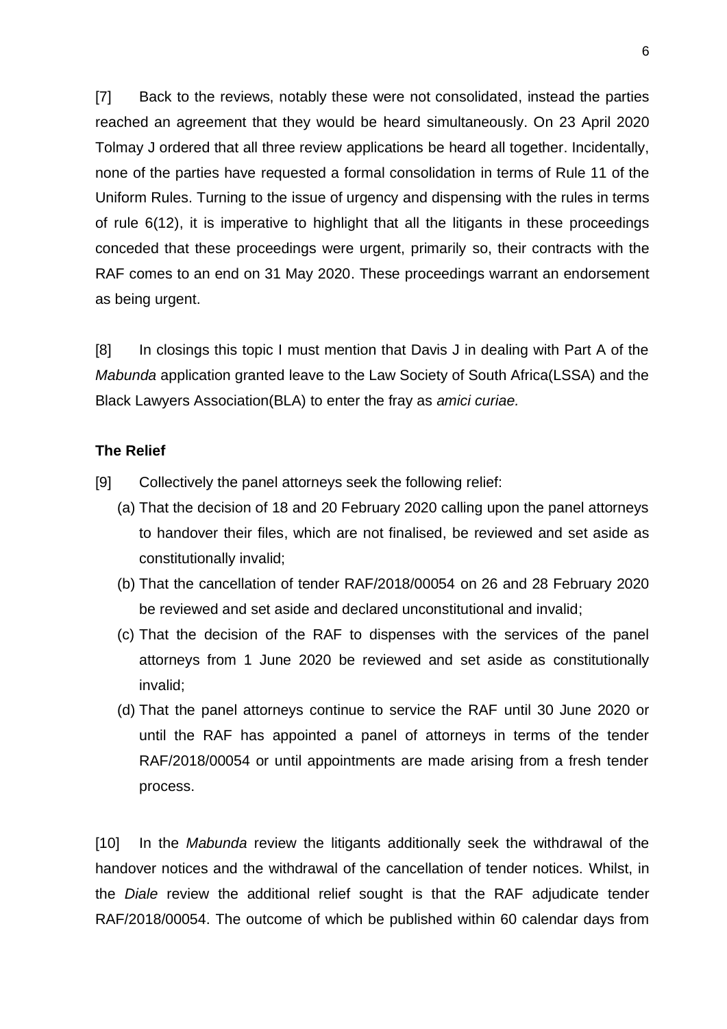[7] Back to the reviews, notably these were not consolidated, instead the parties reached an agreement that they would be heard simultaneously. On 23 April 2020 Tolmay J ordered that all three review applications be heard all together. Incidentally, none of the parties have requested a formal consolidation in terms of Rule 11 of the Uniform Rules. Turning to the issue of urgency and dispensing with the rules in terms of rule 6(12), it is imperative to highlight that all the litigants in these proceedings conceded that these proceedings were urgent, primarily so, their contracts with the RAF comes to an end on 31 May 2020. These proceedings warrant an endorsement as being urgent.

[8] In closings this topic I must mention that Davis J in dealing with Part A of the *Mabunda* application granted leave to the Law Society of South Africa(LSSA) and the Black Lawyers Association(BLA) to enter the fray as *amici curiae.*

**The Relief**

[9] Collectively the panel attorneys seek the following relief:

(a) That the decision of 18 and 20 February 2020 calling upon the panel attorneys to handover their files, which are not finalised, be reviewed and set aside as constitutionally invalid;

(b) That the cancellation of tender RAF/2018/00054 on 26 and 28 February 2020 be reviewed and set aside and declared unconstitutional and invalid;

(c) That the decision of the RAF to dispenses with the services of the panel attorneys from 1 June 2020 be reviewed and set aside as constitutionally invalid;

(d) That the panel attorneys continue to service the RAF until 30 June 2020 or until the RAF has appointed a panel of attorneys in terms of the tender RAF/2018/00054 or until appointments are made arising from a fresh tender process.

[10] In the *Mabunda* review the litigants additionally seek the withdrawal of the handover notices and the withdrawal of the cancellation of tender notices. Whilst, in the *Diale* review the additional relief sought is that the RAF adjudicate tender RAF/2018/00054. The outcome of which be published within 60 calendar days from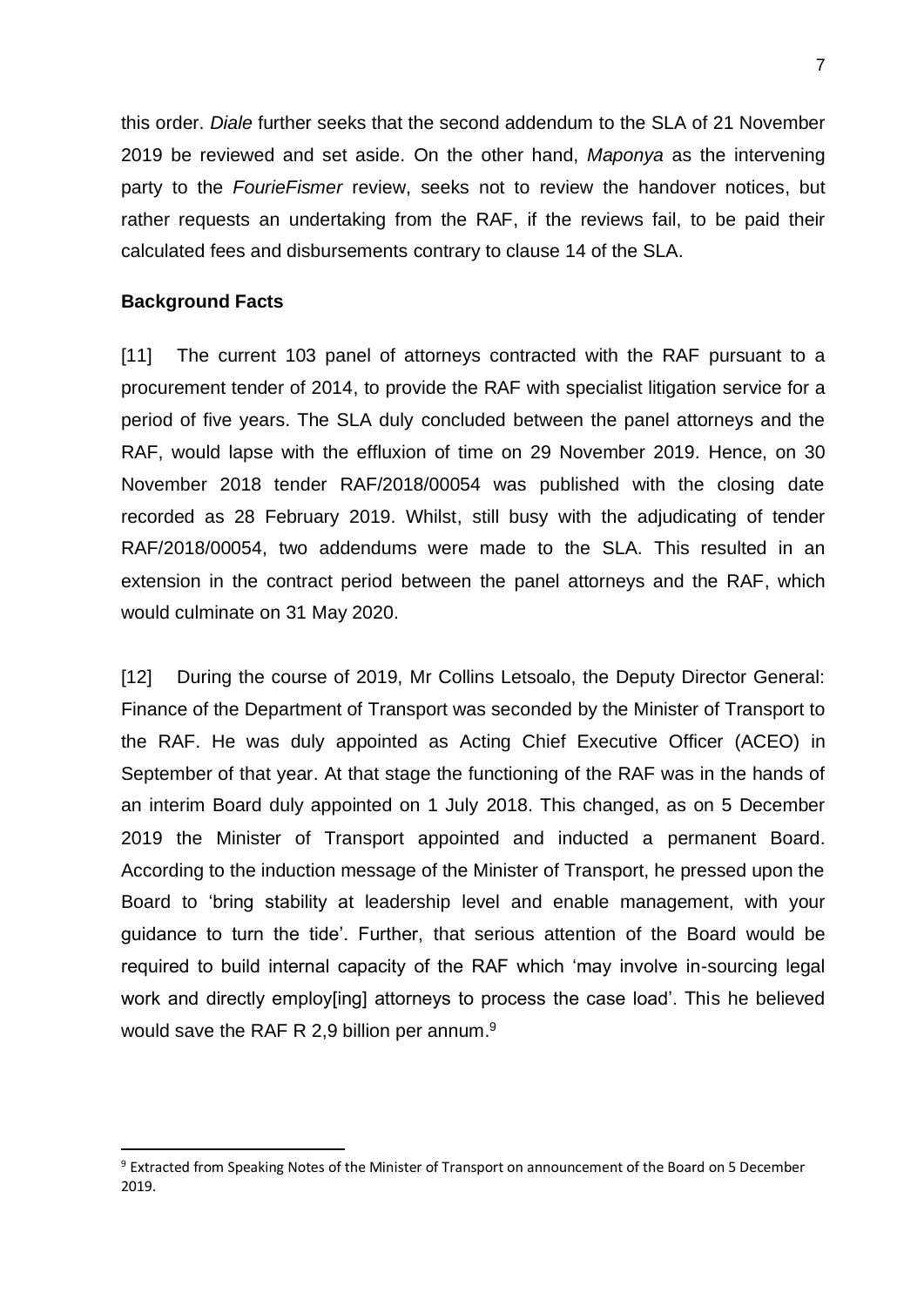this order. *Diale* further seeks that the second addendum to the SLA of 21 November 2019 be reviewed and set aside. On the other hand, *Maponya* as the intervening party to the *FourieFismer* review, seeks not to review the handover notices, but rather requests an undertaking from the RAF, if the reviews fail, to be paid their calculated fees and disbursements contrary to clause 14 of the SLA.

**Background Facts**

[11] The current 103 panel of attorneys contracted with the RAF pursuant to a procurement tender of 2014, to provide the RAF with specialist litigation service for a period of five years. The SLA duly concluded between the panel attorneys and the RAF, would lapse with the effluxion of time on 29 November 2019. Hence, on 30 November 2018 tender RAF/2018/00054 was published with the closing date recorded as 28 February 2019. Whilst, still busy with the adjudicating of tender RAF/2018/00054, two addendums were made to the SLA. This resulted in an extension in the contract period between the panel attorneys and the RAF, which would culminate on 31 May 2020.

[12] During the course of 2019, Mr Collins Letsoalo, the Deputy Director General: Finance of the Department of Transport was seconded by the Minister of Transport to the RAF. He was duly appointed as Acting Chief Executive Officer (ACEO) in September of that year. At that stage the functioning of the RAF was in the hands of an interim Board duly appointed on 1 July 2018. This changed, as on 5 December 2019 the Minister of Transport appointed and inducted a permanent Board. According to the induction message of the Minister of Transport, he pressed upon the Board to 'bring stability at leadership level and enable management, with your guidance to turn the tide'. Further, that serious attention of the Board would be required to build internal capacity of the RAF which 'may involve in-sourcing legal work and directly employ[ing] attorneys to process the case load'. This he believed would save the RAF R 2,9 billion per annum.[9]

---

[9] Extracted from Speaking Notes of the Minister of Transport on announcement of the Board on 5 December 2019.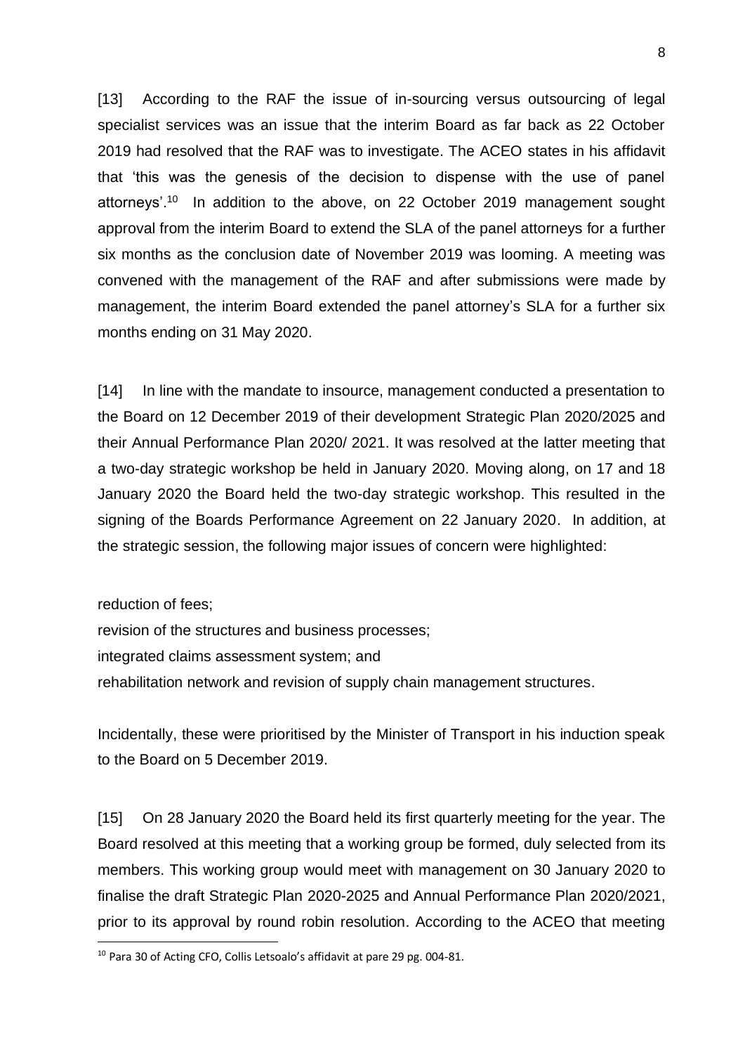[13] According to the RAF the issue of in-sourcing versus outsourcing of legal specialist services was an issue that the interim Board as far back as 22 October 2019 had resolved that the RAF was to investigate. The ACEO states in his affidavit that 'this was the genesis of the decision to dispense with the use of panel attorneys'.[10] In addition to the above, on 22 October 2019 management sought approval from the interim Board to extend the SLA of the panel attorneys for a further six months as the conclusion date of November 2019 was looming. A meeting was convened with the management of the RAF and after submissions were made by management, the interim Board extended the panel attorney's SLA for a further six months ending on 31 May 2020.

[14] In line with the mandate to insource, management conducted a presentation to the Board on 12 December 2019 of their development Strategic Plan 2020/2025 and their Annual Performance Plan 2020/ 2021. It was resolved at the latter meeting that a two-day strategic workshop be held in January 2020. Moving along, on 17 and 18 January 2020 the Board held the two-day strategic workshop. This resulted in the signing of the Boards Performance Agreement on 22 January 2020. In addition, at the strategic session, the following major issues of concern were highlighted:

reduction of fees;
revision of the structures and business processes;
integrated claims assessment system; and
rehabilitation network and revision of supply chain management structures.

Incidentally, these were prioritised by the Minister of Transport in his induction speak to the Board on 5 December 2019.

[15] On 28 January 2020 the Board held its first quarterly meeting for the year. The Board resolved at this meeting that a working group be formed, duly selected from its members. This working group would meet with management on 30 January 2020 to finalise the draft Strategic Plan 2020-2025 and Annual Performance Plan 2020/2021, prior to its approval by round robin resolution. According to the ACEO that meeting

[10] Para 30 of Acting CFO, Collis Letsoalo's affidavit at pare 29 pg. 004-81.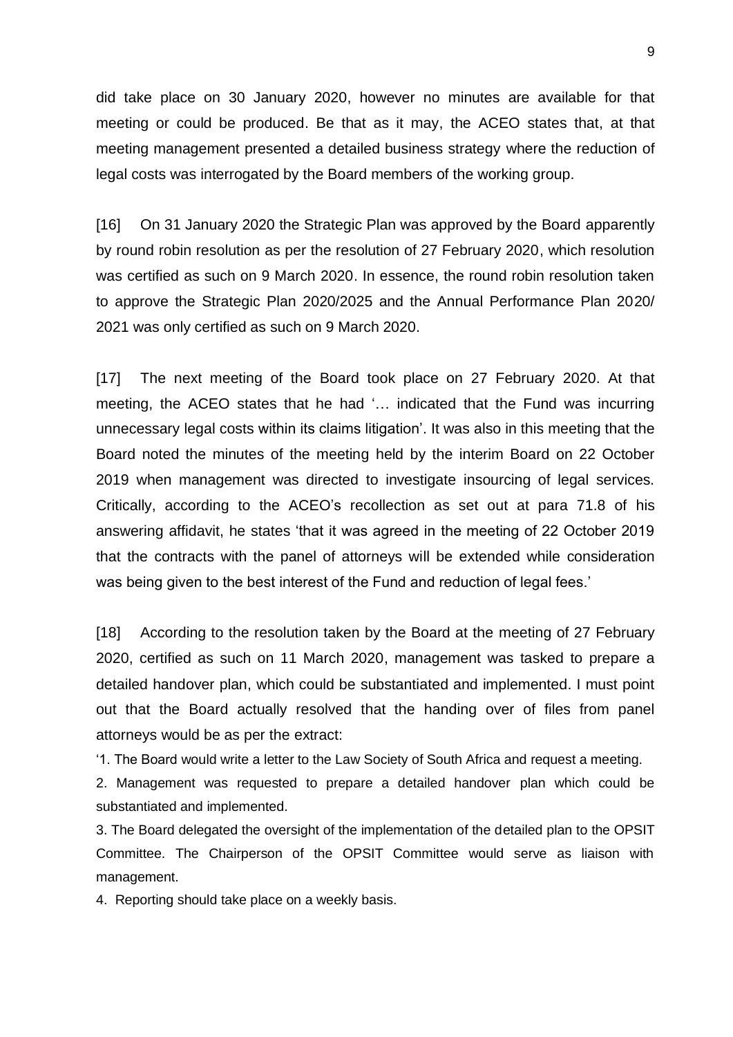did take place on 30 January 2020, however no minutes are available for that meeting or could be produced. Be that as it may, the ACEO states that, at that meeting management presented a detailed business strategy where the reduction of legal costs was interrogated by the Board members of the working group.

[16] On 31 January 2020 the Strategic Plan was approved by the Board apparently by round robin resolution as per the resolution of 27 February 2020, which resolution was certified as such on 9 March 2020. In essence, the round robin resolution taken to approve the Strategic Plan 2020/2025 and the Annual Performance Plan 2020/ 2021 was only certified as such on 9 March 2020.

[17] The next meeting of the Board took place on 27 February 2020. At that meeting, the ACEO states that he had '… indicated that the Fund was incurring unnecessary legal costs within its claims litigation'. It was also in this meeting that the Board noted the minutes of the meeting held by the interim Board on 22 October 2019 when management was directed to investigate insourcing of legal services. Critically, according to the ACEO's recollection as set out at para 71.8 of his answering affidavit, he states 'that it was agreed in the meeting of 22 October 2019 that the contracts with the panel of attorneys will be extended while consideration was being given to the best interest of the Fund and reduction of legal fees.'

[18] According to the resolution taken by the Board at the meeting of 27 February 2020, certified as such on 11 March 2020, management was tasked to prepare a detailed handover plan, which could be substantiated and implemented. I must point out that the Board actually resolved that the handing over of files from panel attorneys would be as per the extract:

'1. The Board would write a letter to the Law Society of South Africa and request a meeting.

2. Management was requested to prepare a detailed handover plan which could be substantiated and implemented.

3. The Board delegated the oversight of the implementation of the detailed plan to the OPSIT Committee. The Chairperson of the OPSIT Committee would serve as liaison with management.

4. Reporting should take place on a weekly basis.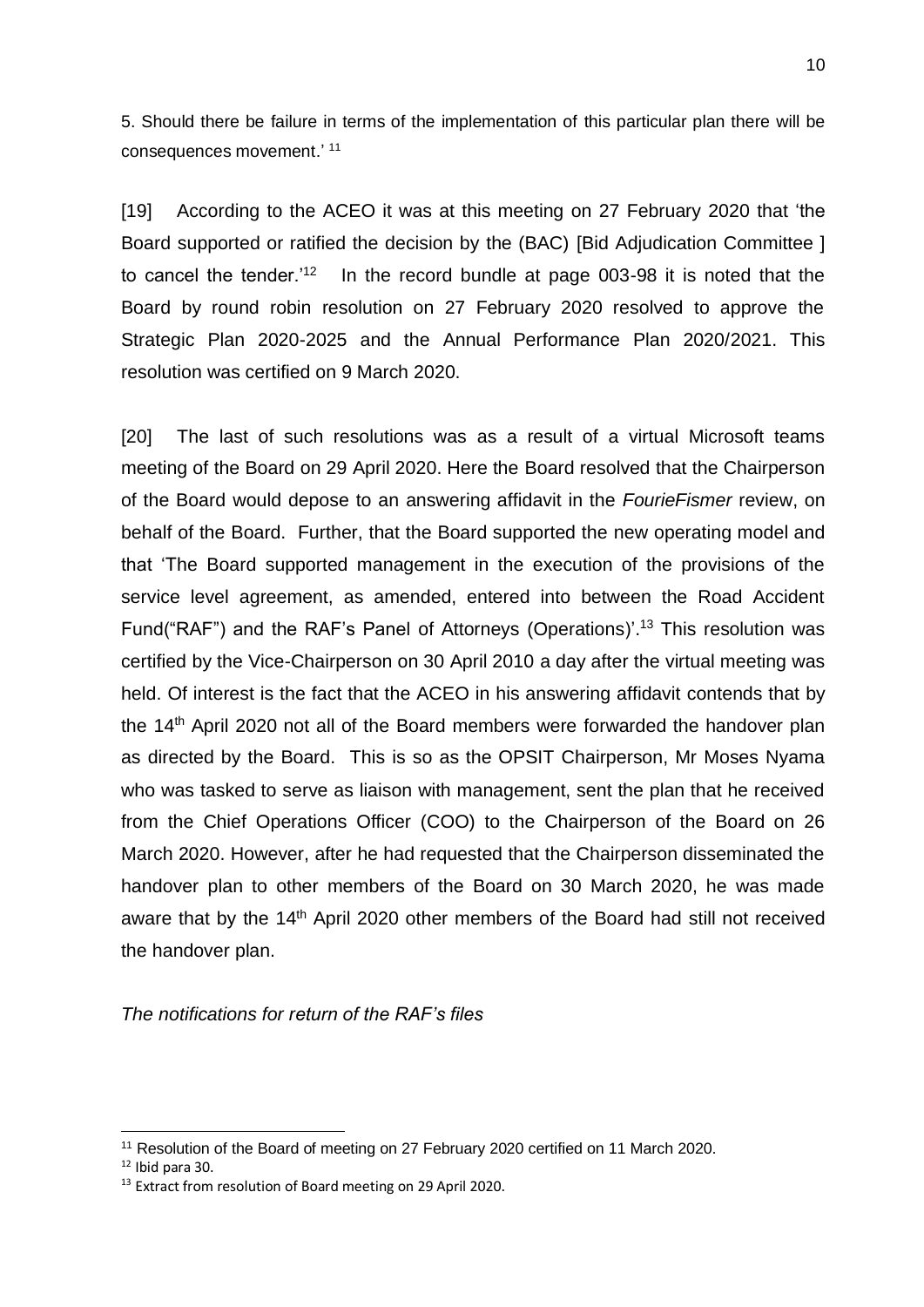5. Should there be failure in terms of the implementation of this particular plan there will be consequences movement.' [11]

[19] According to the ACEO it was at this meeting on 27 February 2020 that 'the Board supported or ratified the decision by the (BAC) [Bid Adjudication Committee ] to cancel the tender.'[12] In the record bundle at page 003-98 it is noted that the Board by round robin resolution on 27 February 2020 resolved to approve the Strategic Plan 2020-2025 and the Annual Performance Plan 2020/2021. This resolution was certified on 9 March 2020.

[20] The last of such resolutions was as a result of a virtual Microsoft teams meeting of the Board on 29 April 2020. Here the Board resolved that the Chairperson of the Board would depose to an answering affidavit in the *FourieFismer* review, on behalf of the Board. Further, that the Board supported the new operating model and that 'The Board supported management in the execution of the provisions of the service level agreement, as amended, entered into between the Road Accident Fund("RAF") and the RAF's Panel of Attorneys (Operations)'.[13] This resolution was certified by the Vice-Chairperson on 30 April 2010 a day after the virtual meeting was held. Of interest is the fact that the ACEO in his answering affidavit contends that by the 14th April 2020 not all of the Board members were forwarded the handover plan as directed by the Board. This is so as the OPSIT Chairperson, Mr Moses Nyama who was tasked to serve as liaison with management, sent the plan that he received from the Chief Operations Officer (COO) to the Chairperson of the Board on 26 March 2020. However, after he had requested that the Chairperson disseminated the handover plan to other members of the Board on 30 March 2020, he was made aware that by the 14th April 2020 other members of the Board had still not received the handover plan.

*The notifications for return of the RAF's files*

---

[11] Resolution of the Board of meeting on 27 February 2020 certified on 11 March 2020.

[12] Ibid para 30.

[13] Extract from resolution of Board meeting on 29 April 2020.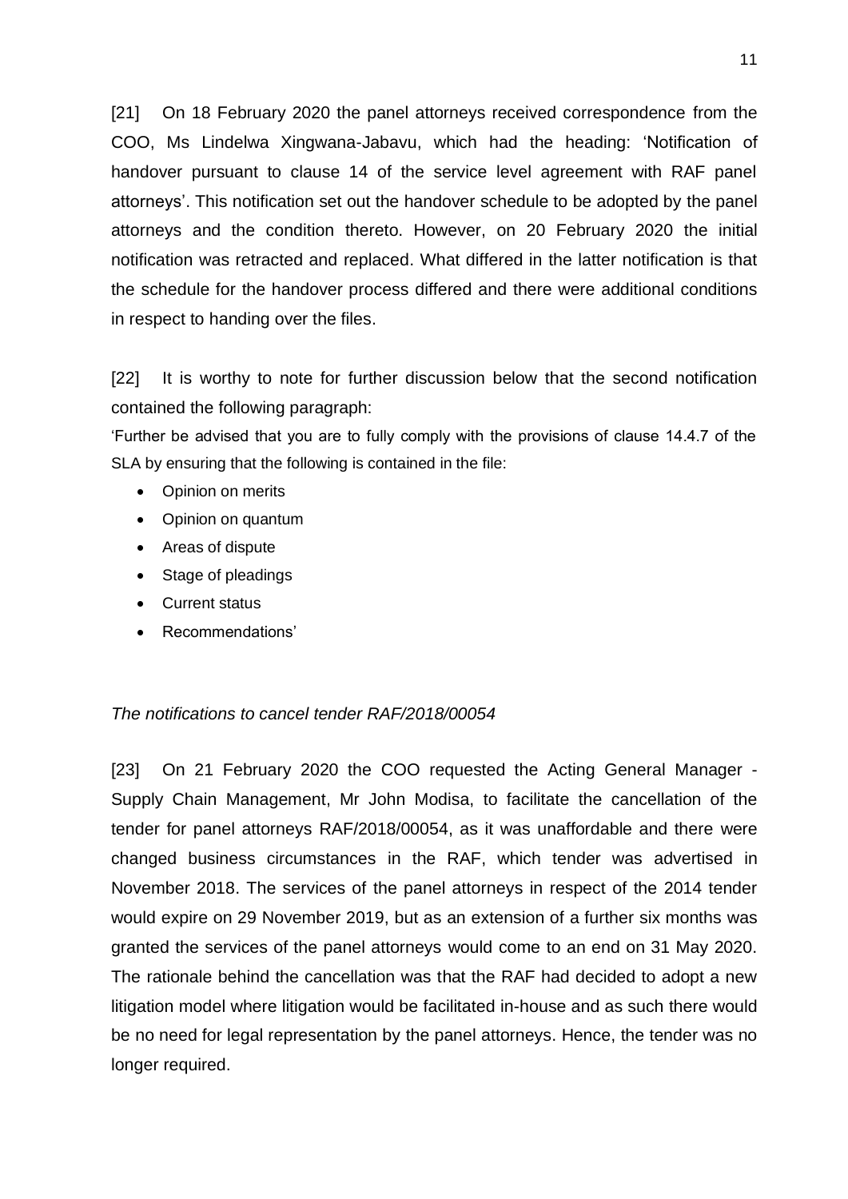[21] On 18 February 2020 the panel attorneys received correspondence from the COO, Ms Lindelwa Xingwana-Jabavu, which had the heading: 'Notification of handover pursuant to clause 14 of the service level agreement with RAF panel attorneys'. This notification set out the handover schedule to be adopted by the panel attorneys and the condition thereto. However, on 20 February 2020 the initial notification was retracted and replaced. What differed in the latter notification is that the schedule for the handover process differed and there were additional conditions in respect to handing over the files.

[22] It is worthy to note for further discussion below that the second notification contained the following paragraph:

'Further be advised that you are to fully comply with the provisions of clause 14.4.7 of the SLA by ensuring that the following is contained in the file:

- Opinion on merits
- Opinion on quantum
- Areas of dispute
- Stage of pleadings
- Current status
- Recommendations'

*The notifications to cancel tender RAF/2018/00054*

[23] On 21 February 2020 the COO requested the Acting General Manager - Supply Chain Management, Mr John Modisa, to facilitate the cancellation of the tender for panel attorneys RAF/2018/00054, as it was unaffordable and there were changed business circumstances in the RAF, which tender was advertised in November 2018. The services of the panel attorneys in respect of the 2014 tender would expire on 29 November 2019, but as an extension of a further six months was granted the services of the panel attorneys would come to an end on 31 May 2020. The rationale behind the cancellation was that the RAF had decided to adopt a new litigation model where litigation would be facilitated in-house and as such there would be no need for legal representation by the panel attorneys. Hence, the tender was no longer required.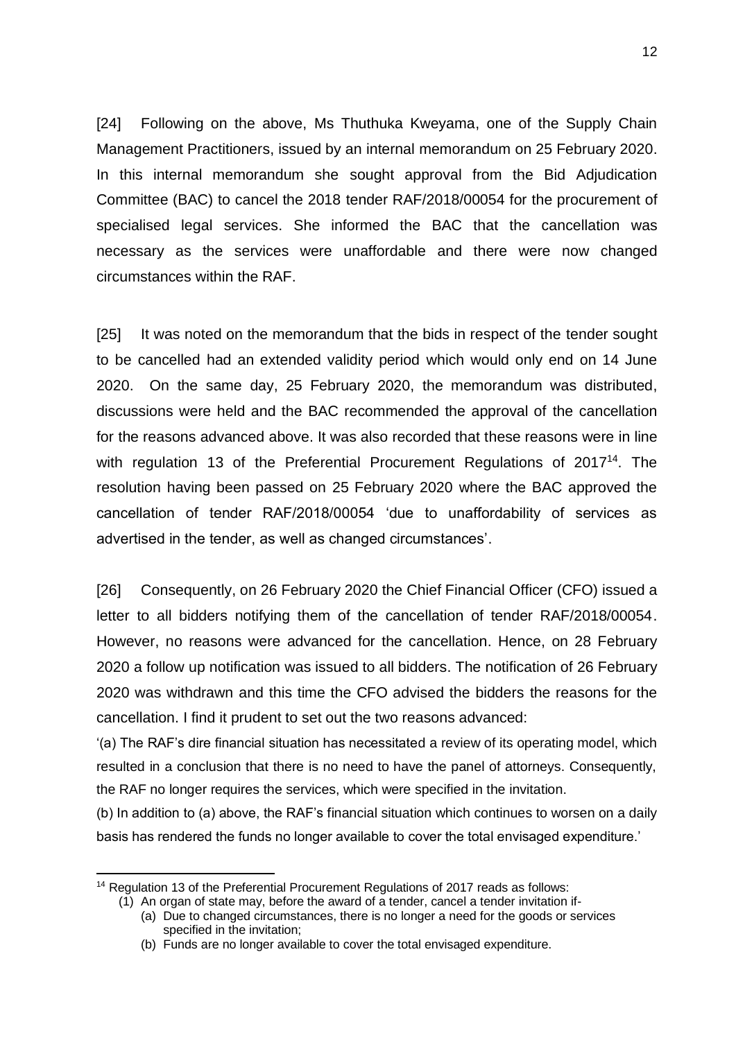[24] Following on the above, Ms Thuthuka Kweyama, one of the Supply Chain Management Practitioners, issued by an internal memorandum on 25 February 2020. In this internal memorandum she sought approval from the Bid Adjudication Committee (BAC) to cancel the 2018 tender RAF/2018/00054 for the procurement of specialised legal services. She informed the BAC that the cancellation was necessary as the services were unaffordable and there were now changed circumstances within the RAF.

[25] It was noted on the memorandum that the bids in respect of the tender sought to be cancelled had an extended validity period which would only end on 14 June 2020. On the same day, 25 February 2020, the memorandum was distributed, discussions were held and the BAC recommended the approval of the cancellation for the reasons advanced above. It was also recorded that these reasons were in line with regulation 13 of the Preferential Procurement Regulations of 2017[14]. The resolution having been passed on 25 February 2020 where the BAC approved the cancellation of tender RAF/2018/00054 'due to unaffordability of services as advertised in the tender, as well as changed circumstances'.

[26] Consequently, on 26 February 2020 the Chief Financial Officer (CFO) issued a letter to all bidders notifying them of the cancellation of tender RAF/2018/00054. However, no reasons were advanced for the cancellation. Hence, on 28 February 2020 a follow up notification was issued to all bidders. The notification of 26 February 2020 was withdrawn and this time the CFO advised the bidders the reasons for the cancellation. I find it prudent to set out the two reasons advanced:

'(a) The RAF's dire financial situation has necessitated a review of its operating model, which resulted in a conclusion that there is no need to have the panel of attorneys. Consequently, the RAF no longer requires the services, which were specified in the invitation.

(b) In addition to (a) above, the RAF's financial situation which continues to worsen on a daily basis has rendered the funds no longer available to cover the total envisaged expenditure.'

---

[14] Regulation 13 of the Preferential Procurement Regulations of 2017 reads as follows:

(1) An organ of state may, before the award of a tender, cancel a tender invitation if-

(a) Due to changed circumstances, there is no longer a need for the goods or services specified in the invitation;

(b) Funds are no longer available to cover the total envisaged expenditure.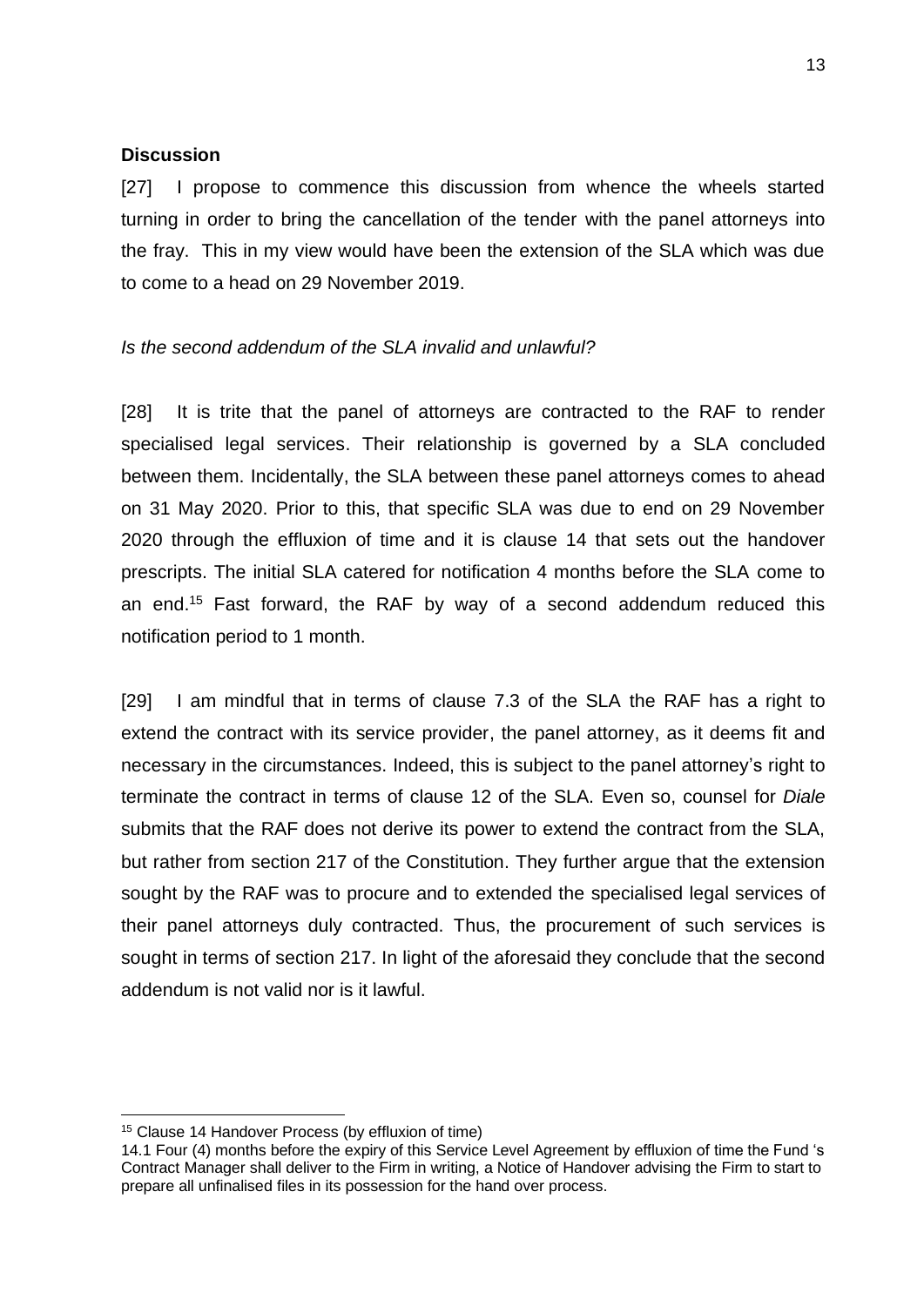**Discussion**

[27] I propose to commence this discussion from whence the wheels started turning in order to bring the cancellation of the tender with the panel attorneys into the fray. This in my view would have been the extension of the SLA which was due to come to a head on 29 November 2019.

*Is the second addendum of the SLA invalid and unlawful?*

[28] It is trite that the panel of attorneys are contracted to the RAF to render specialised legal services. Their relationship is governed by a SLA concluded between them. Incidentally, the SLA between these panel attorneys comes to ahead on 31 May 2020. Prior to this, that specific SLA was due to end on 29 November 2020 through the effluxion of time and it is clause 14 that sets out the handover prescripts. The initial SLA catered for notification 4 months before the SLA come to an end.[15] Fast forward, the RAF by way of a second addendum reduced this notification period to 1 month.

[29] I am mindful that in terms of clause 7.3 of the SLA the RAF has a right to extend the contract with its service provider, the panel attorney, as it deems fit and necessary in the circumstances. Indeed, this is subject to the panel attorney's right to terminate the contract in terms of clause 12 of the SLA. Even so, counsel for *Diale* submits that the RAF does not derive its power to extend the contract from the SLA, but rather from section 217 of the Constitution. They further argue that the extension sought by the RAF was to procure and to extended the specialised legal services of their panel attorneys duly contracted. Thus, the procurement of such services is sought in terms of section 217. In light of the aforesaid they conclude that the second addendum is not valid nor is it lawful.

---

[15] Clause 14 Handover Process (by effluxion of time)
14.1 Four (4) months before the expiry of this Service Level Agreement by effluxion of time the Fund 's Contract Manager shall deliver to the Firm in writing, a Notice of Handover advising the Firm to start to prepare all unfinalised files in its possession for the hand over process.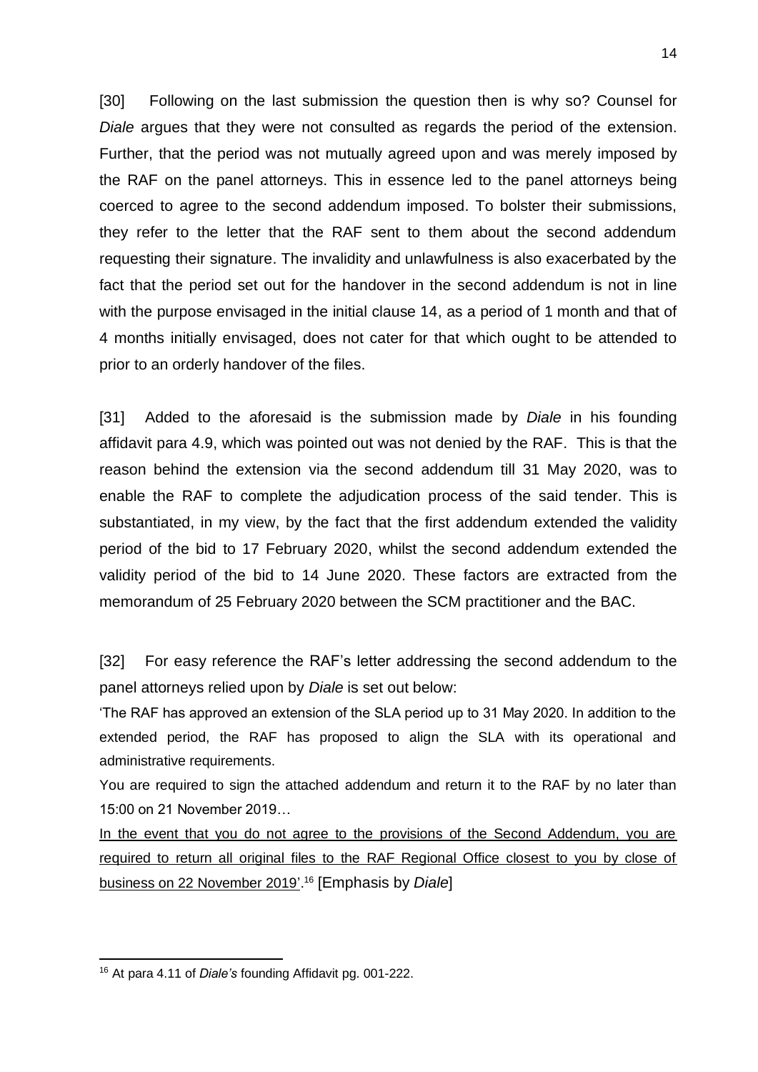[30] Following on the last submission the question then is why so? Counsel for *Diale* argues that they were not consulted as regards the period of the extension. Further, that the period was not mutually agreed upon and was merely imposed by the RAF on the panel attorneys. This in essence led to the panel attorneys being coerced to agree to the second addendum imposed. To bolster their submissions, they refer to the letter that the RAF sent to them about the second addendum requesting their signature. The invalidity and unlawfulness is also exacerbated by the fact that the period set out for the handover in the second addendum is not in line with the purpose envisaged in the initial clause 14, as a period of 1 month and that of 4 months initially envisaged, does not cater for that which ought to be attended to prior to an orderly handover of the files.

[31] Added to the aforesaid is the submission made by *Diale* in his founding affidavit para 4.9, which was pointed out was not denied by the RAF. This is that the reason behind the extension via the second addendum till 31 May 2020, was to enable the RAF to complete the adjudication process of the said tender. This is substantiated, in my view, by the fact that the first addendum extended the validity period of the bid to 17 February 2020, whilst the second addendum extended the validity period of the bid to 14 June 2020. These factors are extracted from the memorandum of 25 February 2020 between the SCM practitioner and the BAC.

[32] For easy reference the RAF's letter addressing the second addendum to the panel attorneys relied upon by *Diale* is set out below:

'The RAF has approved an extension of the SLA period up to 31 May 2020. In addition to the extended period, the RAF has proposed to align the SLA with its operational and administrative requirements.

You are required to sign the attached addendum and return it to the RAF by no later than 15:00 on 21 November 2019…

<u>In the event that you do not agree to the provisions of the Second Addendum, you are required to return all original files to the RAF Regional Office closest to you by close of business on 22 November 2019'</u>.[16] [Emphasis by *Diale*]

---

[16] At para 4.11 of *Diale's* founding Affidavit pg. 001-222.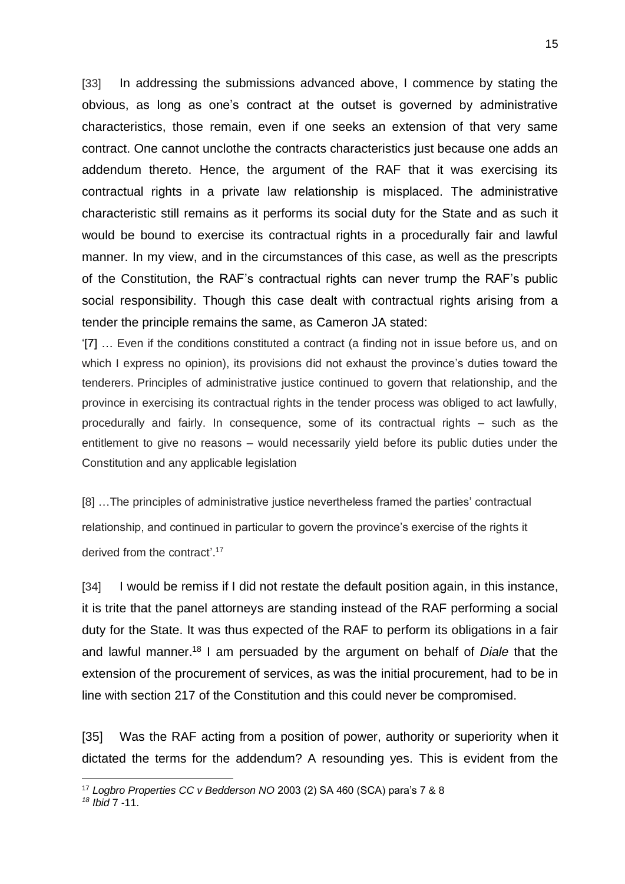[33] In addressing the submissions advanced above, I commence by stating the obvious, as long as one's contract at the outset is governed by administrative characteristics, those remain, even if one seeks an extension of that very same contract. One cannot unclothe the contracts characteristics just because one adds an addendum thereto. Hence, the argument of the RAF that it was exercising its contractual rights in a private law relationship is misplaced. The administrative characteristic still remains as it performs its social duty for the State and as such it would be bound to exercise its contractual rights in a procedurally fair and lawful manner. In my view, and in the circumstances of this case, as well as the prescripts of the Constitution, the RAF's contractual rights can never trump the RAF's public social responsibility. Though this case dealt with contractual rights arising from a tender the principle remains the same, as Cameron JA stated:

> '[7] … Even if the conditions constituted a contract (a finding not in issue before us, and on which I express no opinion), its provisions did not exhaust the province's duties toward the tenderers. Principles of administrative justice continued to govern that relationship, and the province in exercising its contractual rights in the tender process was obliged to act lawfully, procedurally and fairly. In consequence, some of its contractual rights – such as the entitlement to give no reasons – would necessarily yield before its public duties under the Constitution and any applicable legislation
>
> [8] …The principles of administrative justice nevertheless framed the parties' contractual relationship, and continued in particular to govern the province's exercise of the rights it derived from the contract'.[17]

[34] I would be remiss if I did not restate the default position again, in this instance, it is trite that the panel attorneys are standing instead of the RAF performing a social duty for the State. It was thus expected of the RAF to perform its obligations in a fair and lawful manner.[18] I am persuaded by the argument on behalf of *Diale* that the extension of the procurement of services, as was the initial procurement, had to be in line with section 217 of the Constitution and this could never be compromised.

[35] Was the RAF acting from a position of power, authority or superiority when it dictated the terms for the addendum? A resounding yes. This is evident from the

---

[17] *Logbro Properties CC v Bedderson NO* 2003 (2) SA 460 (SCA) para's 7 & 8

[18] *Ibid* 7 -11.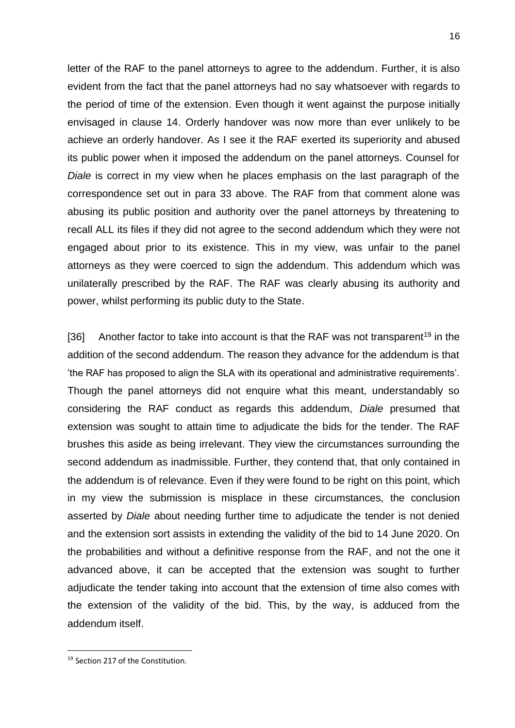letter of the RAF to the panel attorneys to agree to the addendum. Further, it is also evident from the fact that the panel attorneys had no say whatsoever with regards to the period of time of the extension. Even though it went against the purpose initially envisaged in clause 14. Orderly handover was now more than ever unlikely to be achieve an orderly handover. As I see it the RAF exerted its superiority and abused its public power when it imposed the addendum on the panel attorneys. Counsel for *Diale* is correct in my view when he places emphasis on the last paragraph of the correspondence set out in para 33 above. The RAF from that comment alone was abusing its public position and authority over the panel attorneys by threatening to recall ALL its files if they did not agree to the second addendum which they were not engaged about prior to its existence. This in my view, was unfair to the panel attorneys as they were coerced to sign the addendum. This addendum which was unilaterally prescribed by the RAF. The RAF was clearly abusing its authority and power, whilst performing its public duty to the State.

[36] Another factor to take into account is that the RAF was not transparent[19] in the addition of the second addendum. The reason they advance for the addendum is that 'the RAF has proposed to align the SLA with its operational and administrative requirements'. Though the panel attorneys did not enquire what this meant, understandably so considering the RAF conduct as regards this addendum, *Diale* presumed that extension was sought to attain time to adjudicate the bids for the tender. The RAF brushes this aside as being irrelevant. They view the circumstances surrounding the second addendum as inadmissible. Further, they contend that, that only contained in the addendum is of relevance. Even if they were found to be right on this point, which in my view the submission is misplace in these circumstances, the conclusion asserted by *Diale* about needing further time to adjudicate the tender is not denied and the extension sort assists in extending the validity of the bid to 14 June 2020. On the probabilities and without a definitive response from the RAF, and not the one it advanced above, it can be accepted that the extension was sought to further adjudicate the tender taking into account that the extension of time also comes with the extension of the validity of the bid. This, by the way, is adduced from the addendum itself.

[19] Section 217 of the Constitution.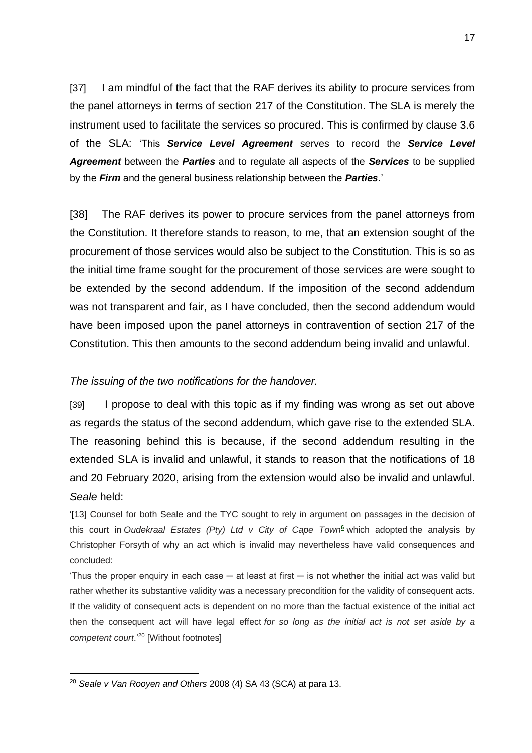[37] I am mindful of the fact that the RAF derives its ability to procure services from the panel attorneys in terms of section 217 of the Constitution. The SLA is merely the instrument used to facilitate the services so procured. This is confirmed by clause 3.6 of the SLA: 'This ***Service Level Agreement*** serves to record the ***Service Level Agreement*** between the ***Parties*** and to regulate all aspects of the ***Services*** to be supplied by the ***Firm*** and the general business relationship between the ***Parties***.'

[38] The RAF derives its power to procure services from the panel attorneys from the Constitution. It therefore stands to reason, to me, that an extension sought of the procurement of those services would also be subject to the Constitution. This is so as the initial time frame sought for the procurement of those services are were sought to be extended by the second addendum. If the imposition of the second addendum was not transparent and fair, as I have concluded, then the second addendum would have been imposed upon the panel attorneys in contravention of section 217 of the Constitution. This then amounts to the second addendum being invalid and unlawful.

*The issuing of the two notifications for the handover.*

[39] I propose to deal with this topic as if my finding was wrong as set out above as regards the status of the second addendum, which gave rise to the extended SLA. The reasoning behind this is because, if the second addendum resulting in the extended SLA is invalid and unlawful, it stands to reason that the notifications of 18 and 20 February 2020, arising from the extension would also be invalid and unlawful. *Seale* held:

'[13] Counsel for both Seale and the TYC sought to rely in argument on passages in the decision of this court in *Oudekraal Estates (Pty) Ltd v City of Cape Town*[6] which adopted the analysis by Christopher Forsyth of why an act which is invalid may nevertheless have valid consequences and concluded:

'Thus the proper enquiry in each case ─ at least at first ─ is not whether the initial act was valid but rather whether its substantive validity was a necessary precondition for the validity of consequent acts. If the validity of consequent acts is dependent on no more than the factual existence of the initial act then the consequent act will have legal effect *for so long as the initial act is not set aside by a competent court*.'[20] [Without footnotes]

[20] *Seale v Van Rooyen and Others* 2008 (4) SA 43 (SCA) at para 13.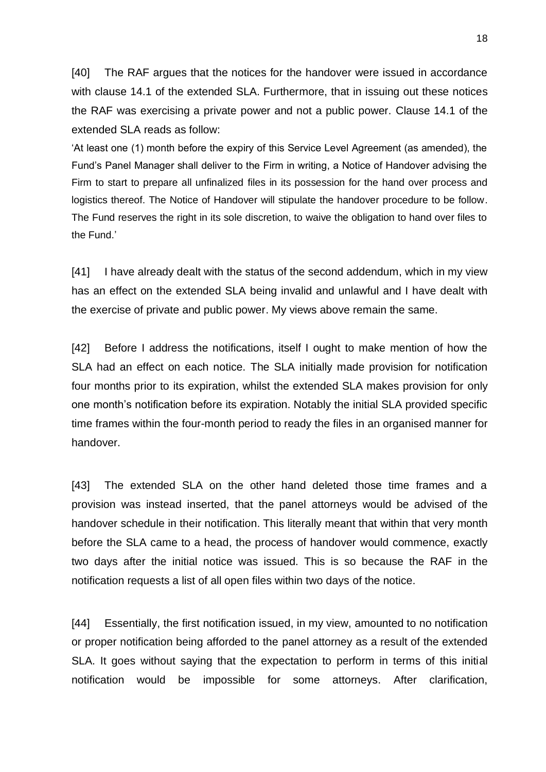[40] The RAF argues that the notices for the handover were issued in accordance with clause 14.1 of the extended SLA. Furthermore, that in issuing out these notices the RAF was exercising a private power and not a public power. Clause 14.1 of the extended SLA reads as follow:

> 'At least one (1) month before the expiry of this Service Level Agreement (as amended), the Fund's Panel Manager shall deliver to the Firm in writing, a Notice of Handover advising the Firm to start to prepare all unfinalized files in its possession for the hand over process and logistics thereof. The Notice of Handover will stipulate the handover procedure to be follow. The Fund reserves the right in its sole discretion, to waive the obligation to hand over files to the Fund.'

[41] I have already dealt with the status of the second addendum, which in my view has an effect on the extended SLA being invalid and unlawful and I have dealt with the exercise of private and public power. My views above remain the same.

[42] Before I address the notifications, itself I ought to make mention of how the SLA had an effect on each notice. The SLA initially made provision for notification four months prior to its expiration, whilst the extended SLA makes provision for only one month's notification before its expiration. Notably the initial SLA provided specific time frames within the four-month period to ready the files in an organised manner for handover.

[43] The extended SLA on the other hand deleted those time frames and a provision was instead inserted, that the panel attorneys would be advised of the handover schedule in their notification. This literally meant that within that very month before the SLA came to a head, the process of handover would commence, exactly two days after the initial notice was issued. This is so because the RAF in the notification requests a list of all open files within two days of the notice.

[44] Essentially, the first notification issued, in my view, amounted to no notification or proper notification being afforded to the panel attorney as a result of the extended SLA. It goes without saying that the expectation to perform in terms of this initial notification would be impossible for some attorneys. After clarification,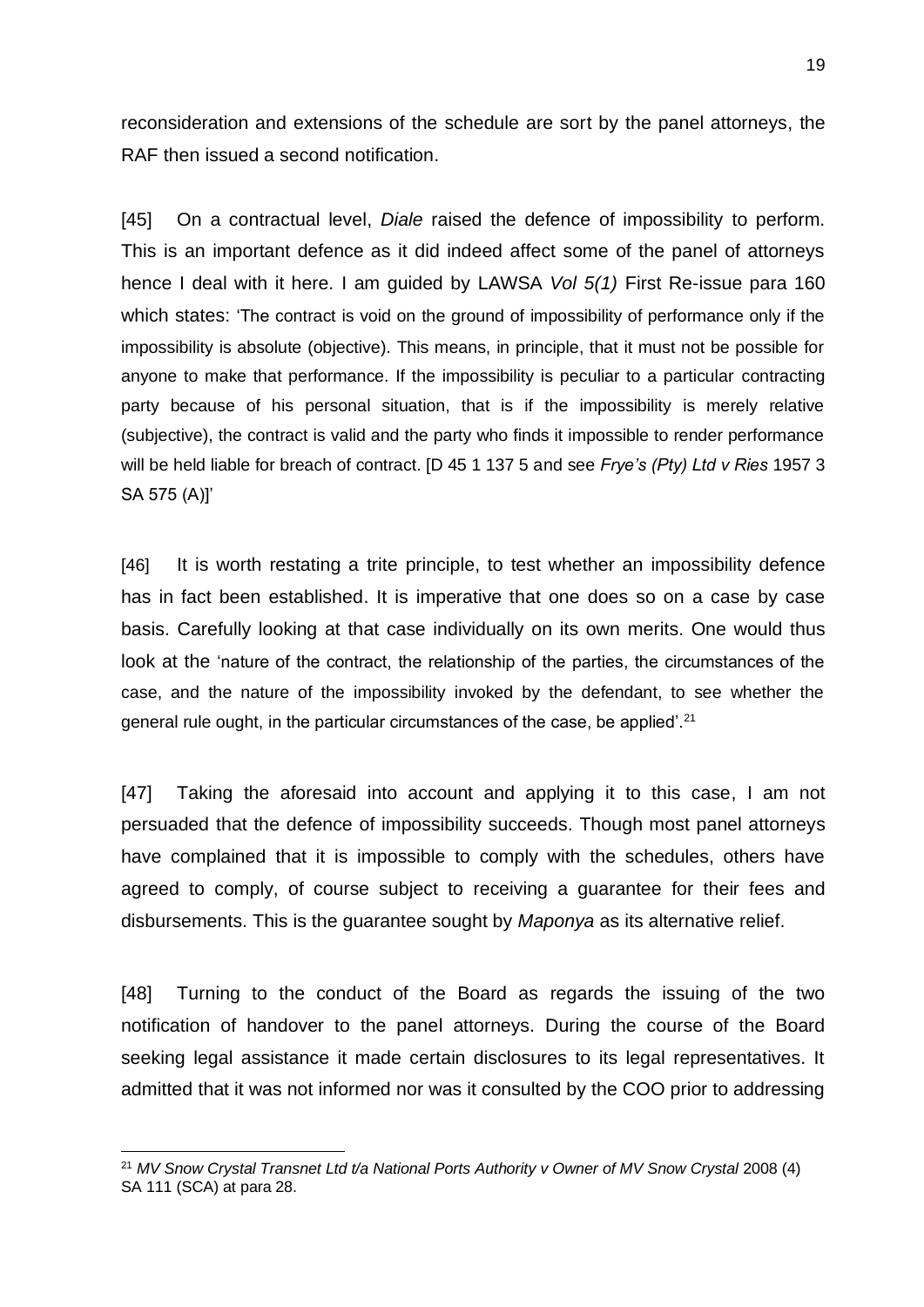reconsideration and extensions of the schedule are sort by the panel attorneys, the RAF then issued a second notification.

[45] On a contractual level, *Diale* raised the defence of impossibility to perform. This is an important defence as it did indeed affect some of the panel of attorneys hence I deal with it here. I am guided by LAWSA *Vol 5(1)* First Re-issue para 160 which states: 'The contract is void on the ground of impossibility of performance only if the impossibility is absolute (objective). This means, in principle, that it must not be possible for anyone to make that performance. If the impossibility is peculiar to a particular contracting party because of his personal situation, that is if the impossibility is merely relative (subjective), the contract is valid and the party who finds it impossible to render performance will be held liable for breach of contract. [D 45 1 137 5 and see *Frye's (Pty) Ltd v Ries* 1957 3 SA 575 (A)]'

[46] It is worth restating a trite principle, to test whether an impossibility defence has in fact been established. It is imperative that one does so on a case by case basis. Carefully looking at that case individually on its own merits. One would thus look at the 'nature of the contract, the relationship of the parties, the circumstances of the case, and the nature of the impossibility invoked by the defendant, to see whether the general rule ought, in the particular circumstances of the case, be applied'.[21]

[47] Taking the aforesaid into account and applying it to this case, I am not persuaded that the defence of impossibility succeeds. Though most panel attorneys have complained that it is impossible to comply with the schedules, others have agreed to comply, of course subject to receiving a guarantee for their fees and disbursements. This is the guarantee sought by *Maponya* as its alternative relief.

[48] Turning to the conduct of the Board as regards the issuing of the two notification of handover to the panel attorneys. During the course of the Board seeking legal assistance it made certain disclosures to its legal representatives. It admitted that it was not informed nor was it consulted by the COO prior to addressing

---

[21] *MV Snow Crystal Transnet Ltd t/a National Ports Authority v Owner of MV Snow Crystal* 2008 (4) SA 111 (SCA) at para 28.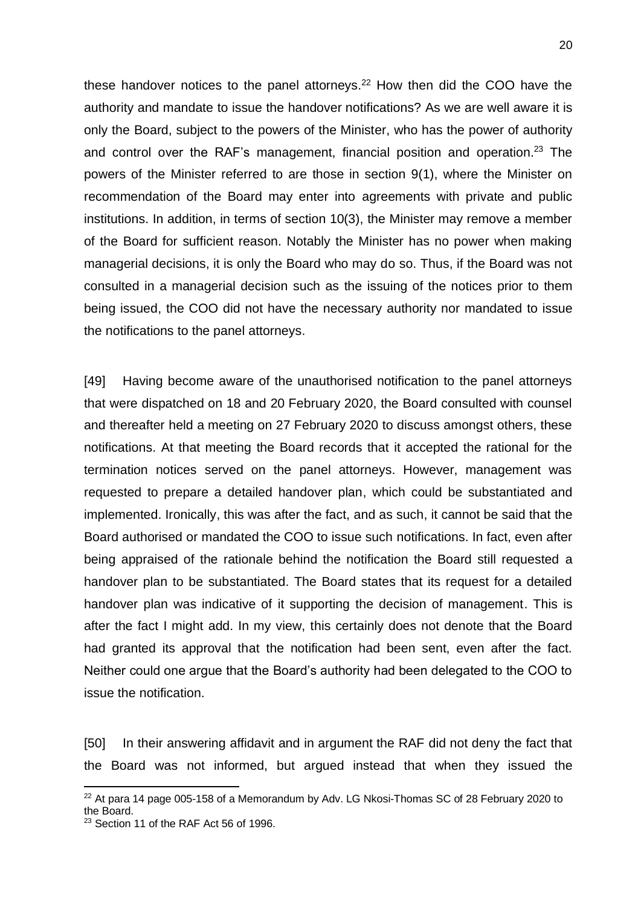these handover notices to the panel attorneys.[22] How then did the COO have the authority and mandate to issue the handover notifications? As we are well aware it is only the Board, subject to the powers of the Minister, who has the power of authority and control over the RAF's management, financial position and operation.[23] The powers of the Minister referred to are those in section 9(1), where the Minister on recommendation of the Board may enter into agreements with private and public institutions. In addition, in terms of section 10(3), the Minister may remove a member of the Board for sufficient reason. Notably the Minister has no power when making managerial decisions, it is only the Board who may do so. Thus, if the Board was not consulted in a managerial decision such as the issuing of the notices prior to them being issued, the COO did not have the necessary authority nor mandated to issue the notifications to the panel attorneys.

[49] Having become aware of the unauthorised notification to the panel attorneys that were dispatched on 18 and 20 February 2020, the Board consulted with counsel and thereafter held a meeting on 27 February 2020 to discuss amongst others, these notifications. At that meeting the Board records that it accepted the rational for the termination notices served on the panel attorneys. However, management was requested to prepare a detailed handover plan, which could be substantiated and implemented. Ironically, this was after the fact, and as such, it cannot be said that the Board authorised or mandated the COO to issue such notifications. In fact, even after being appraised of the rationale behind the notification the Board still requested a handover plan to be substantiated. The Board states that its request for a detailed handover plan was indicative of it supporting the decision of management. This is after the fact I might add. In my view, this certainly does not denote that the Board had granted its approval that the notification had been sent, even after the fact. Neither could one argue that the Board's authority had been delegated to the COO to issue the notification.

[50] In their answering affidavit and in argument the RAF did not deny the fact that the Board was not informed, but argued instead that when they issued the

---

[22] At para 14 page 005-158 of a Memorandum by Adv. LG Nkosi-Thomas SC of 28 February 2020 to the Board.

[23] Section 11 of the RAF Act 56 of 1996.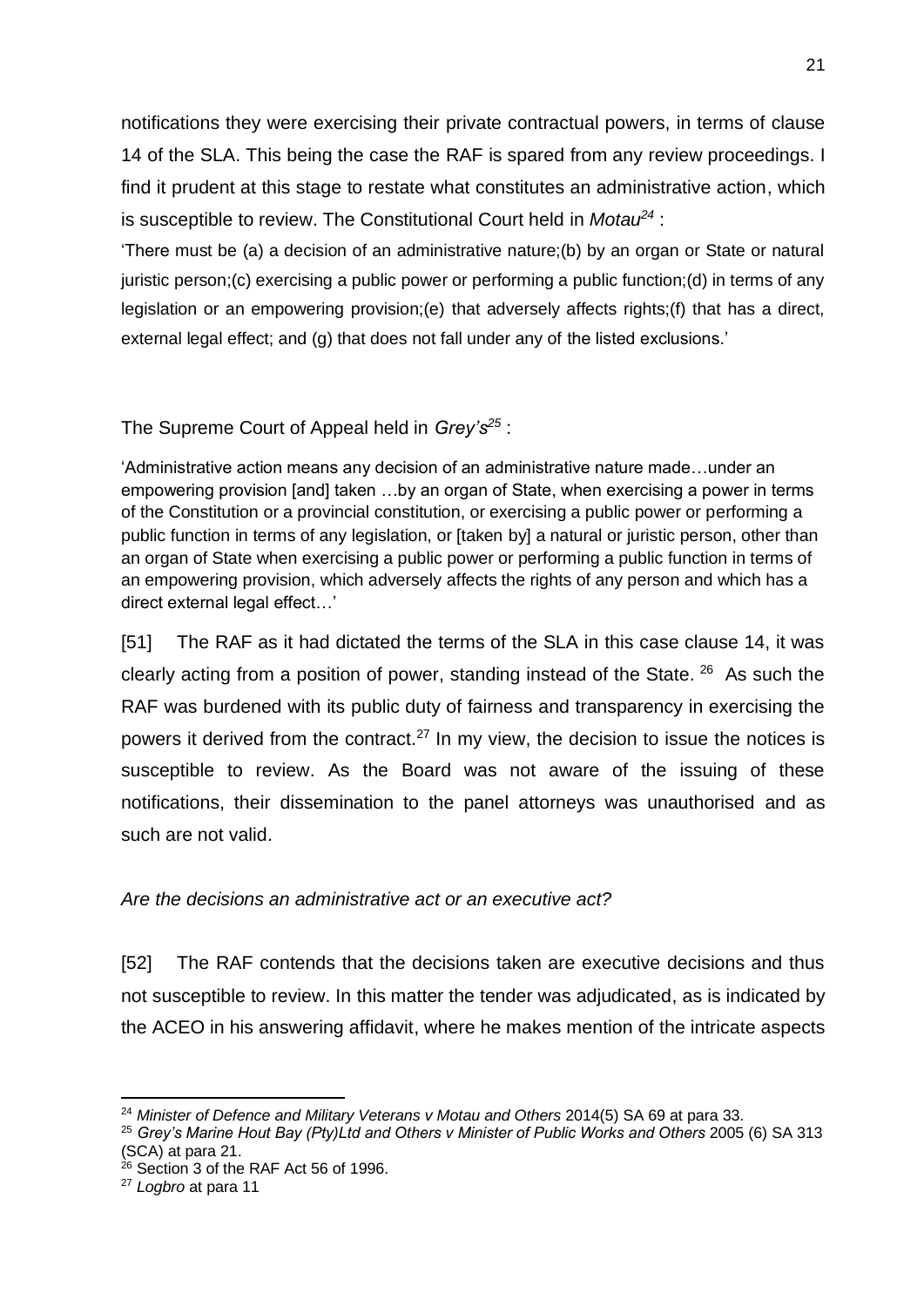notifications they were exercising their private contractual powers, in terms of clause 14 of the SLA. This being the case the RAF is spared from any review proceedings. I find it prudent at this stage to restate what constitutes an administrative action, which is susceptible to review. The Constitutional Court held in *Motau*[24] :

'There must be (a) a decision of an administrative nature;(b) by an organ or State or natural juristic person;(c) exercising a public power or performing a public function;(d) in terms of any legislation or an empowering provision;(e) that adversely affects rights;(f) that has a direct, external legal effect; and (g) that does not fall under any of the listed exclusions.'

The Supreme Court of Appeal held in *Grey's*[25] :

'Administrative action means any decision of an administrative nature made…under an empowering provision [and] taken …by an organ of State, when exercising a power in terms of the Constitution or a provincial constitution, or exercising a public power or performing a public function in terms of any legislation, or [taken by] a natural or juristic person, other than an organ of State when exercising a public power or performing a public function in terms of an empowering provision, which adversely affects the rights of any person and which has a direct external legal effect…'

[51] The RAF as it had dictated the terms of the SLA in this case clause 14, it was clearly acting from a position of power, standing instead of the State. [26] As such the RAF was burdened with its public duty of fairness and transparency in exercising the powers it derived from the contract.[27] In my view, the decision to issue the notices is susceptible to review. As the Board was not aware of the issuing of these notifications, their dissemination to the panel attorneys was unauthorised and as such are not valid.

*Are the decisions an administrative act or an executive act?*

[52] The RAF contends that the decisions taken are executive decisions and thus not susceptible to review. In this matter the tender was adjudicated, as is indicated by the ACEO in his answering affidavit, where he makes mention of the intricate aspects

---

[24] *Minister of Defence and Military Veterans v Motau and Others* 2014(5) SA 69 at para 33.

[25] *Grey's Marine Hout Bay (Pty)Ltd and Others v Minister of Public Works and Others* 2005 (6) SA 313 (SCA) at para 21.

[26] Section 3 of the RAF Act 56 of 1996.

[27] *Logbro* at para 11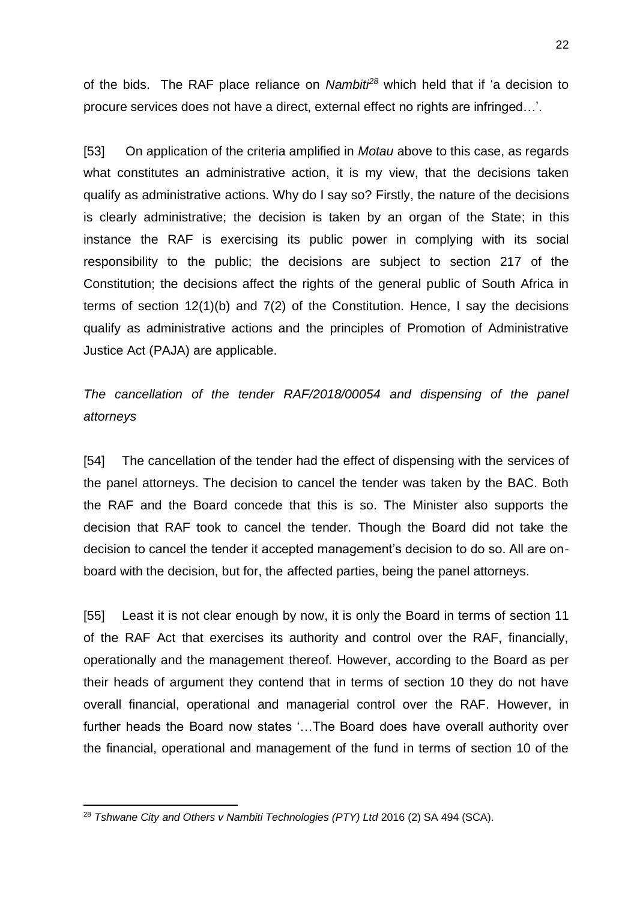of the bids. The RAF place reliance on *Nambiti*[28] which held that if 'a decision to procure services does not have a direct, external effect no rights are infringed…'.

[53] On application of the criteria amplified in *Motau* above to this case, as regards what constitutes an administrative action, it is my view, that the decisions taken qualify as administrative actions. Why do I say so? Firstly, the nature of the decisions is clearly administrative; the decision is taken by an organ of the State; in this instance the RAF is exercising its public power in complying with its social responsibility to the public; the decisions are subject to section 217 of the Constitution; the decisions affect the rights of the general public of South Africa in terms of section 12(1)(b) and 7(2) of the Constitution. Hence, I say the decisions qualify as administrative actions and the principles of Promotion of Administrative Justice Act (PAJA) are applicable.

*The cancellation of the tender RAF/2018/00054 and dispensing of the panel attorneys*

[54] The cancellation of the tender had the effect of dispensing with the services of the panel attorneys. The decision to cancel the tender was taken by the BAC. Both the RAF and the Board concede that this is so. The Minister also supports the decision that RAF took to cancel the tender. Though the Board did not take the decision to cancel the tender it accepted management's decision to do so. All are on-board with the decision, but for, the affected parties, being the panel attorneys.

[55] Least it is not clear enough by now, it is only the Board in terms of section 11 of the RAF Act that exercises its authority and control over the RAF, financially, operationally and the management thereof. However, according to the Board as per their heads of argument they contend that in terms of section 10 they do not have overall financial, operational and managerial control over the RAF. However, in further heads the Board now states '…The Board does have overall authority over the financial, operational and management of the fund in terms of section 10 of the

---

[28] *Tshwane City and Others v Nambiti Technologies (PTY) Ltd* 2016 (2) SA 494 (SCA).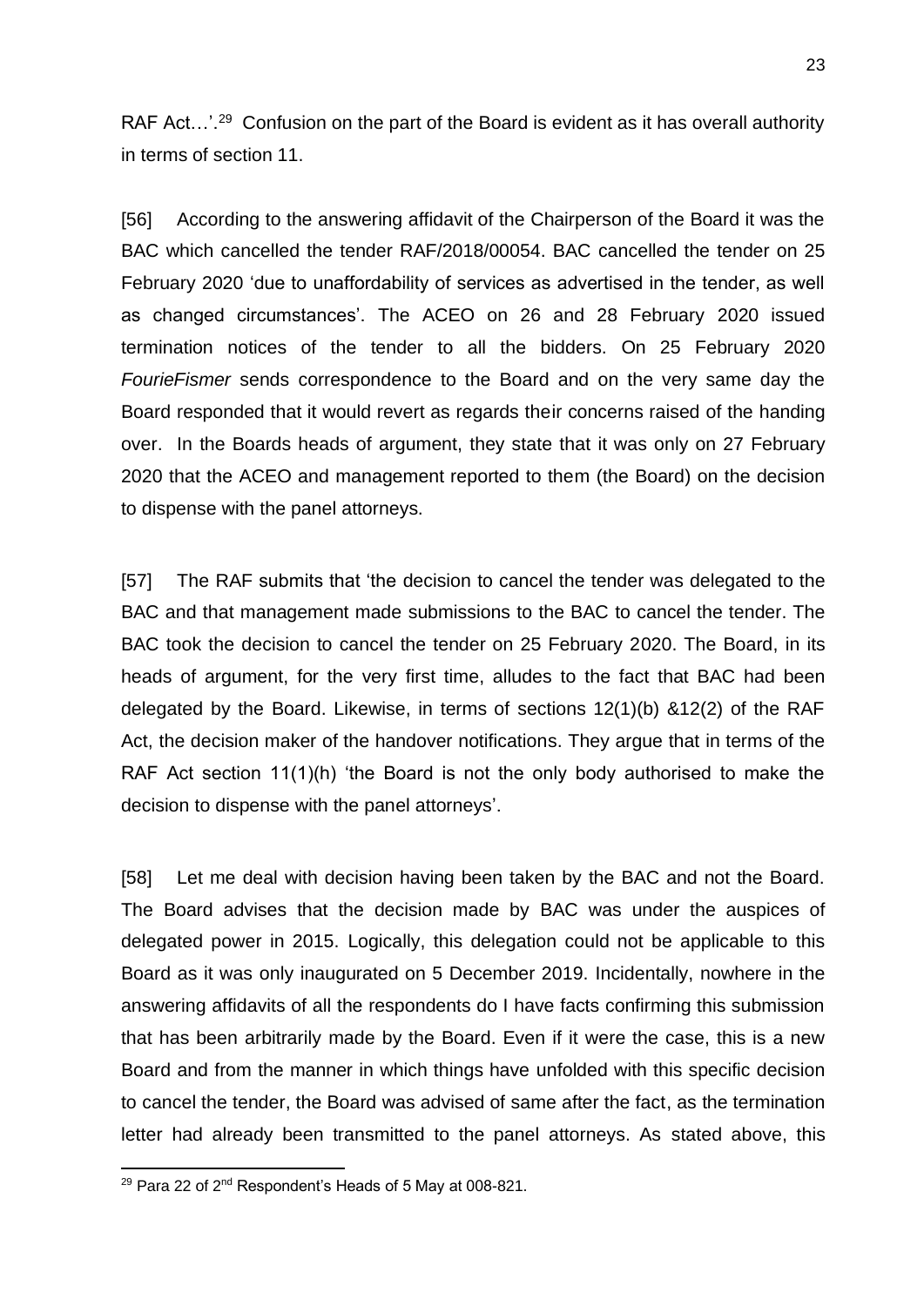RAF Act…'.[29] Confusion on the part of the Board is evident as it has overall authority in terms of section 11.

[56] According to the answering affidavit of the Chairperson of the Board it was the BAC which cancelled the tender RAF/2018/00054. BAC cancelled the tender on 25 February 2020 'due to unaffordability of services as advertised in the tender, as well as changed circumstances'. The ACEO on 26 and 28 February 2020 issued termination notices of the tender to all the bidders. On 25 February 2020 *FourieFismer* sends correspondence to the Board and on the very same day the Board responded that it would revert as regards their concerns raised of the handing over. In the Boards heads of argument, they state that it was only on 27 February 2020 that the ACEO and management reported to them (the Board) on the decision to dispense with the panel attorneys.

[57] The RAF submits that 'the decision to cancel the tender was delegated to the BAC and that management made submissions to the BAC to cancel the tender. The BAC took the decision to cancel the tender on 25 February 2020. The Board, in its heads of argument, for the very first time, alludes to the fact that BAC had been delegated by the Board. Likewise, in terms of sections 12(1)(b) &12(2) of the RAF Act, the decision maker of the handover notifications. They argue that in terms of the RAF Act section 11(1)(h) 'the Board is not the only body authorised to make the decision to dispense with the panel attorneys'.

[58] Let me deal with decision having been taken by the BAC and not the Board. The Board advises that the decision made by BAC was under the auspices of delegated power in 2015. Logically, this delegation could not be applicable to this Board as it was only inaugurated on 5 December 2019. Incidentally, nowhere in the answering affidavits of all the respondents do I have facts confirming this submission that has been arbitrarily made by the Board. Even if it were the case, this is a new Board and from the manner in which things have unfolded with this specific decision to cancel the tender, the Board was advised of same after the fact, as the termination letter had already been transmitted to the panel attorneys. As stated above, this

---

[29] Para 22 of 2nd Respondent's Heads of 5 May at 008-821.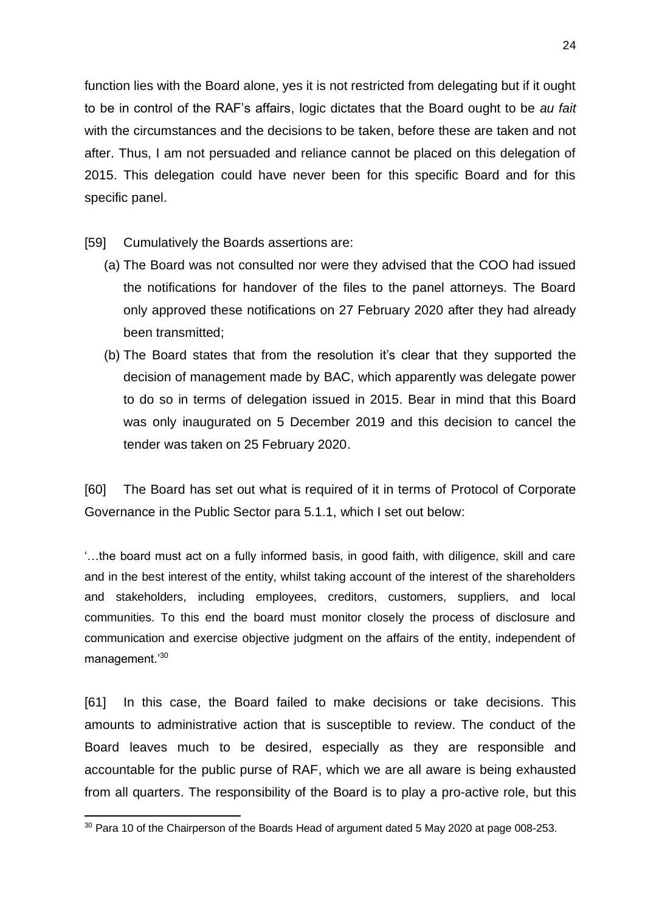function lies with the Board alone, yes it is not restricted from delegating but if it ought to be in control of the RAF's affairs, logic dictates that the Board ought to be *au fait* with the circumstances and the decisions to be taken, before these are taken and not after. Thus, I am not persuaded and reliance cannot be placed on this delegation of 2015. This delegation could have never been for this specific Board and for this specific panel.

[59] Cumulatively the Boards assertions are:

(a) The Board was not consulted nor were they advised that the COO had issued the notifications for handover of the files to the panel attorneys. The Board only approved these notifications on 27 February 2020 after they had already been transmitted;

(b) The Board states that from the resolution it's clear that they supported the decision of management made by BAC, which apparently was delegate power to do so in terms of delegation issued in 2015. Bear in mind that this Board was only inaugurated on 5 December 2019 and this decision to cancel the tender was taken on 25 February 2020.

[60] The Board has set out what is required of it in terms of Protocol of Corporate Governance in the Public Sector para 5.1.1, which I set out below:

> '…the board must act on a fully informed basis, in good faith, with diligence, skill and care and in the best interest of the entity, whilst taking account of the interest of the shareholders and stakeholders, including employees, creditors, customers, suppliers, and local communities. To this end the board must monitor closely the process of disclosure and communication and exercise objective judgment on the affairs of the entity, independent of management.'[30]

[61] In this case, the Board failed to make decisions or take decisions. This amounts to administrative action that is susceptible to review. The conduct of the Board leaves much to be desired, especially as they are responsible and accountable for the public purse of RAF, which we are all aware is being exhausted from all quarters. The responsibility of the Board is to play a pro-active role, but this

[30] Para 10 of the Chairperson of the Boards Head of argument dated 5 May 2020 at page 008-253.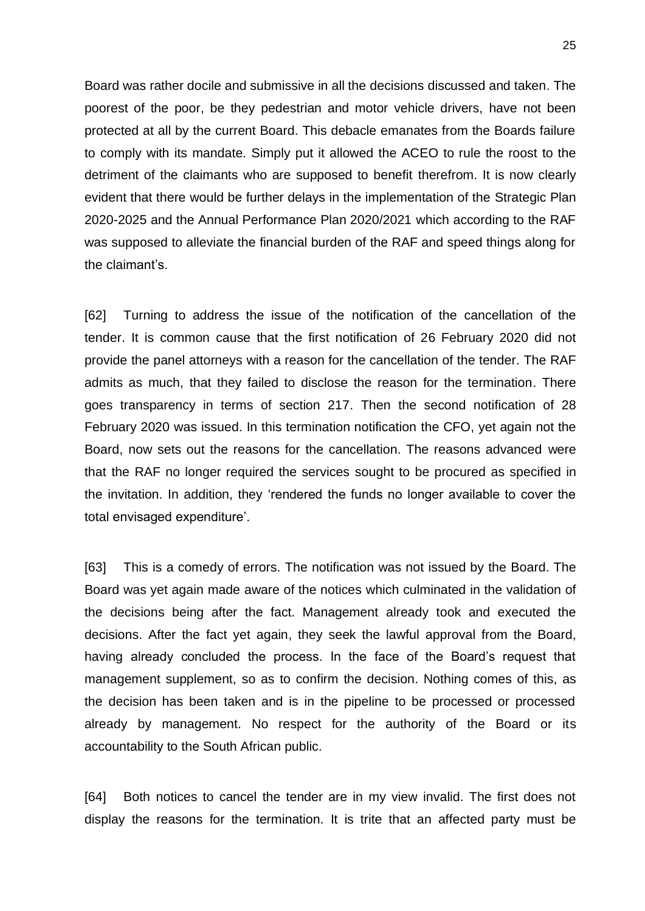Board was rather docile and submissive in all the decisions discussed and taken. The poorest of the poor, be they pedestrian and motor vehicle drivers, have not been protected at all by the current Board. This debacle emanates from the Boards failure to comply with its mandate. Simply put it allowed the ACEO to rule the roost to the detriment of the claimants who are supposed to benefit therefrom. It is now clearly evident that there would be further delays in the implementation of the Strategic Plan 2020-2025 and the Annual Performance Plan 2020/2021 which according to the RAF was supposed to alleviate the financial burden of the RAF and speed things along for the claimant's.

[62] Turning to address the issue of the notification of the cancellation of the tender. It is common cause that the first notification of 26 February 2020 did not provide the panel attorneys with a reason for the cancellation of the tender. The RAF admits as much, that they failed to disclose the reason for the termination. There goes transparency in terms of section 217. Then the second notification of 28 February 2020 was issued. In this termination notification the CFO, yet again not the Board, now sets out the reasons for the cancellation. The reasons advanced were that the RAF no longer required the services sought to be procured as specified in the invitation. In addition, they 'rendered the funds no longer available to cover the total envisaged expenditure'.

[63] This is a comedy of errors. The notification was not issued by the Board. The Board was yet again made aware of the notices which culminated in the validation of the decisions being after the fact. Management already took and executed the decisions. After the fact yet again, they seek the lawful approval from the Board, having already concluded the process. In the face of the Board's request that management supplement, so as to confirm the decision. Nothing comes of this, as the decision has been taken and is in the pipeline to be processed or processed already by management. No respect for the authority of the Board or its accountability to the South African public.

[64] Both notices to cancel the tender are in my view invalid. The first does not display the reasons for the termination. It is trite that an affected party must be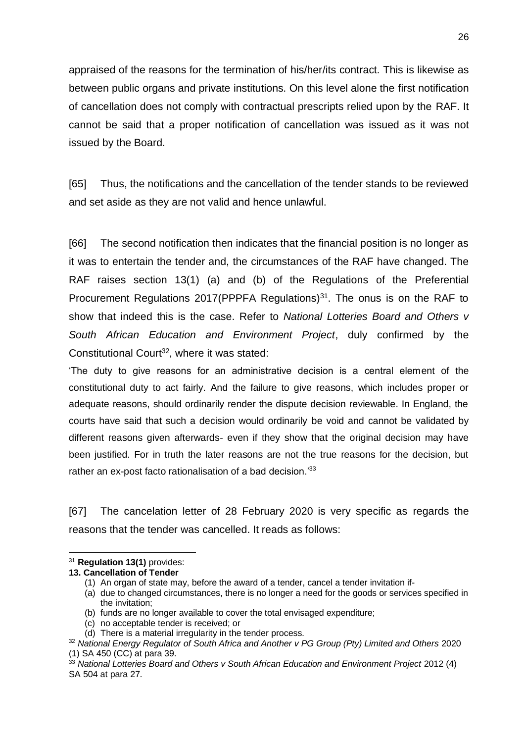appraised of the reasons for the termination of his/her/its contract. This is likewise as between public organs and private institutions. On this level alone the first notification of cancellation does not comply with contractual prescripts relied upon by the RAF. It cannot be said that a proper notification of cancellation was issued as it was not issued by the Board.

[65] Thus, the notifications and the cancellation of the tender stands to be reviewed and set aside as they are not valid and hence unlawful.

[66] The second notification then indicates that the financial position is no longer as it was to entertain the tender and, the circumstances of the RAF have changed. The RAF raises section 13(1) (a) and (b) of the Regulations of the Preferential Procurement Regulations 2017(PPPFA Regulations)[31]. The onus is on the RAF to show that indeed this is the case. Refer to *National Lotteries Board and Others v South African Education and Environment Project*, duly confirmed by the Constitutional Court[32], where it was stated:

'The duty to give reasons for an administrative decision is a central element of the constitutional duty to act fairly. And the failure to give reasons, which includes proper or adequate reasons, should ordinarily render the dispute decision reviewable. In England, the courts have said that such a decision would ordinarily be void and cannot be validated by different reasons given afterwards- even if they show that the original decision may have been justified. For in truth the later reasons are not the true reasons for the decision, but rather an ex-post facto rationalisation of a bad decision.'[33]

[67] The cancelation letter of 28 February 2020 is very specific as regards the reasons that the tender was cancelled. It reads as follows:

---

[31] **Regulation 13(1)** provides:

**13. Cancellation of Tender**

(1) An organ of state may, before the award of a tender, cancel a tender invitation if-

(a) due to changed circumstances, there is no longer a need for the goods or services specified in the invitation;

(b) funds are no longer available to cover the total envisaged expenditure;

(c) no acceptable tender is received; or

(d) There is a material irregularity in the tender process.

[32] *National Energy Regulator of South Africa and Another v PG Group (Pty) Limited and Others* 2020 (1) SA 450 (CC) at para 39.

[33] *National Lotteries Board and Others v South African Education and Environment Project* 2012 (4) SA 504 at para 27.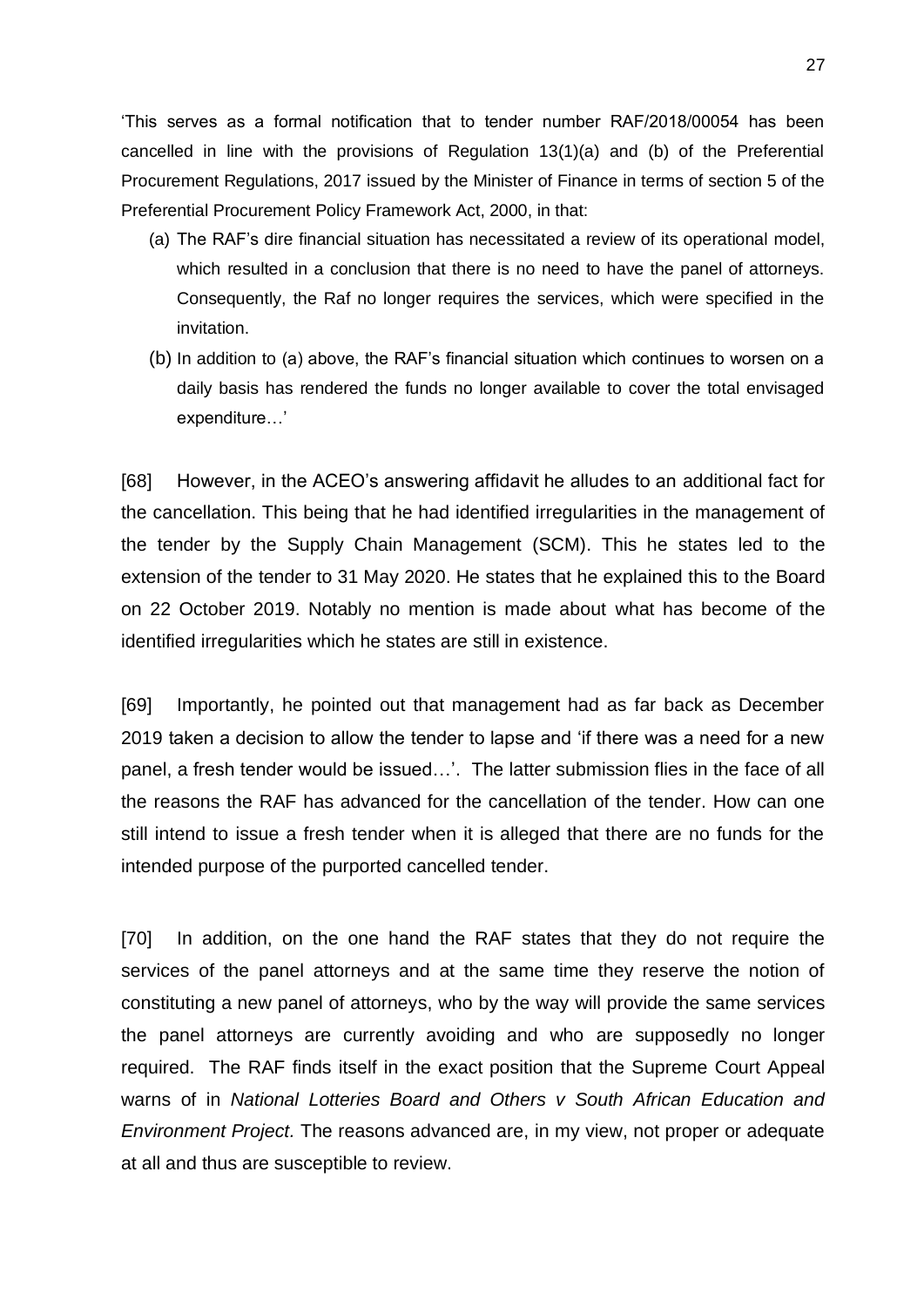'This serves as a formal notification that to tender number RAF/2018/00054 has been cancelled in line with the provisions of Regulation 13(1)(a) and (b) of the Preferential Procurement Regulations, 2017 issued by the Minister of Finance in terms of section 5 of the Preferential Procurement Policy Framework Act, 2000, in that:

(a) The RAF's dire financial situation has necessitated a review of its operational model, which resulted in a conclusion that there is no need to have the panel of attorneys. Consequently, the Raf no longer requires the services, which were specified in the invitation.

(b) In addition to (a) above, the RAF's financial situation which continues to worsen on a daily basis has rendered the funds no longer available to cover the total envisaged expenditure…'

[68] However, in the ACEO's answering affidavit he alludes to an additional fact for the cancellation. This being that he had identified irregularities in the management of the tender by the Supply Chain Management (SCM). This he states led to the extension of the tender to 31 May 2020. He states that he explained this to the Board on 22 October 2019. Notably no mention is made about what has become of the identified irregularities which he states are still in existence.

[69] Importantly, he pointed out that management had as far back as December 2019 taken a decision to allow the tender to lapse and 'if there was a need for a new panel, a fresh tender would be issued…'. The latter submission flies in the face of all the reasons the RAF has advanced for the cancellation of the tender. How can one still intend to issue a fresh tender when it is alleged that there are no funds for the intended purpose of the purported cancelled tender.

[70] In addition, on the one hand the RAF states that they do not require the services of the panel attorneys and at the same time they reserve the notion of constituting a new panel of attorneys, who by the way will provide the same services the panel attorneys are currently avoiding and who are supposedly no longer required. The RAF finds itself in the exact position that the Supreme Court Appeal warns of in *National Lotteries Board and Others v South African Education and Environment Project.* The reasons advanced are, in my view, not proper or adequate at all and thus are susceptible to review.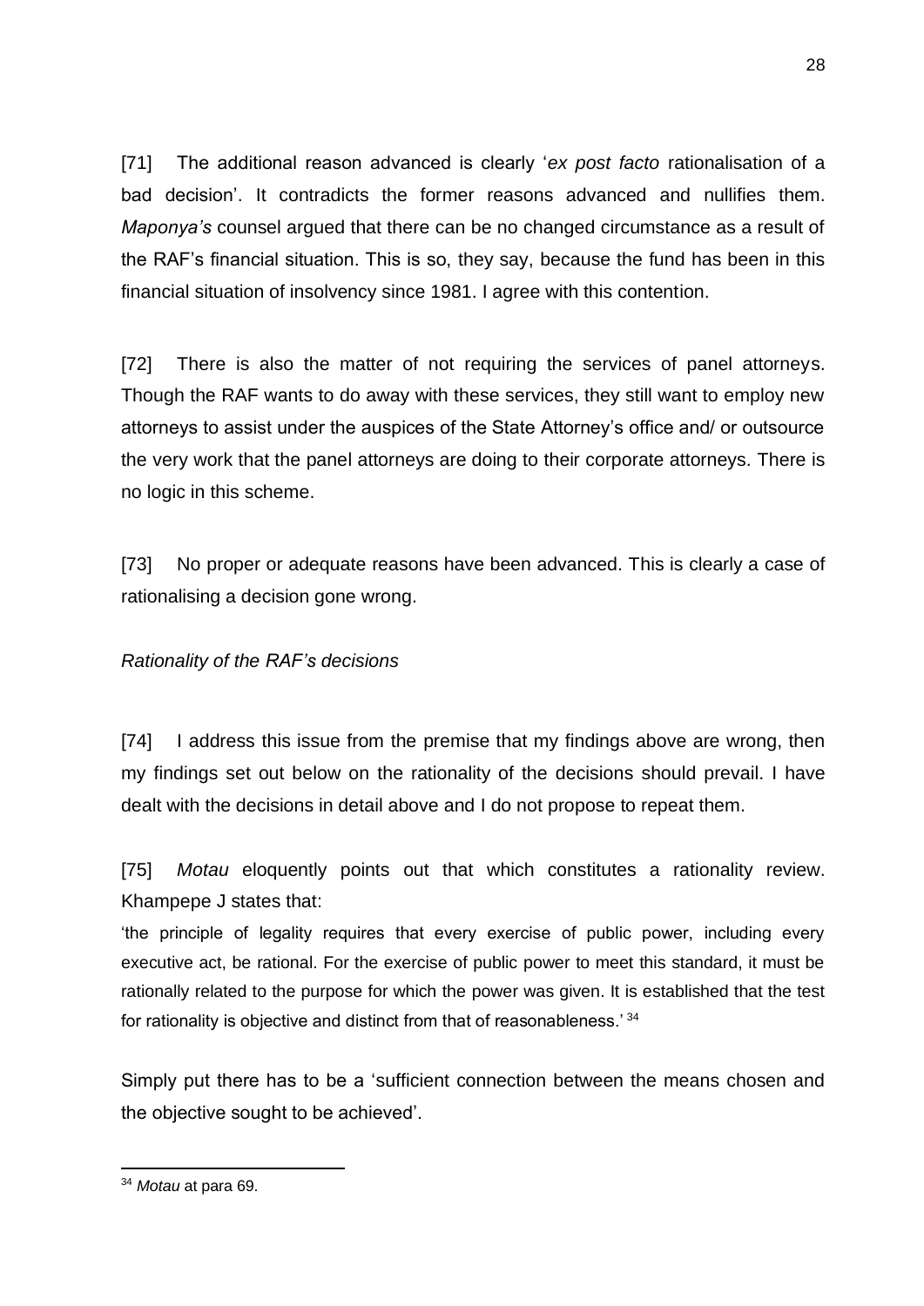[71] The additional reason advanced is clearly '*ex post facto* rationalisation of a bad decision'. It contradicts the former reasons advanced and nullifies them. *Maponya's* counsel argued that there can be no changed circumstance as a result of the RAF's financial situation. This is so, they say, because the fund has been in this financial situation of insolvency since 1981. I agree with this contention.

[72] There is also the matter of not requiring the services of panel attorneys. Though the RAF wants to do away with these services, they still want to employ new attorneys to assist under the auspices of the State Attorney's office and/ or outsource the very work that the panel attorneys are doing to their corporate attorneys. There is no logic in this scheme.

[73] No proper or adequate reasons have been advanced. This is clearly a case of rationalising a decision gone wrong.

*Rationality of the RAF's decisions*

[74] I address this issue from the premise that my findings above are wrong, then my findings set out below on the rationality of the decisions should prevail. I have dealt with the decisions in detail above and I do not propose to repeat them.

[75] *Motau* eloquently points out that which constitutes a rationality review. Khampepe J states that:

'the principle of legality requires that every exercise of public power, including every executive act, be rational. For the exercise of public power to meet this standard, it must be rationally related to the purpose for which the power was given. It is established that the test for rationality is objective and distinct from that of reasonableness.' [34]

Simply put there has to be a 'sufficient connection between the means chosen and the objective sought to be achieved'.

---

[34] *Motau* at para 69.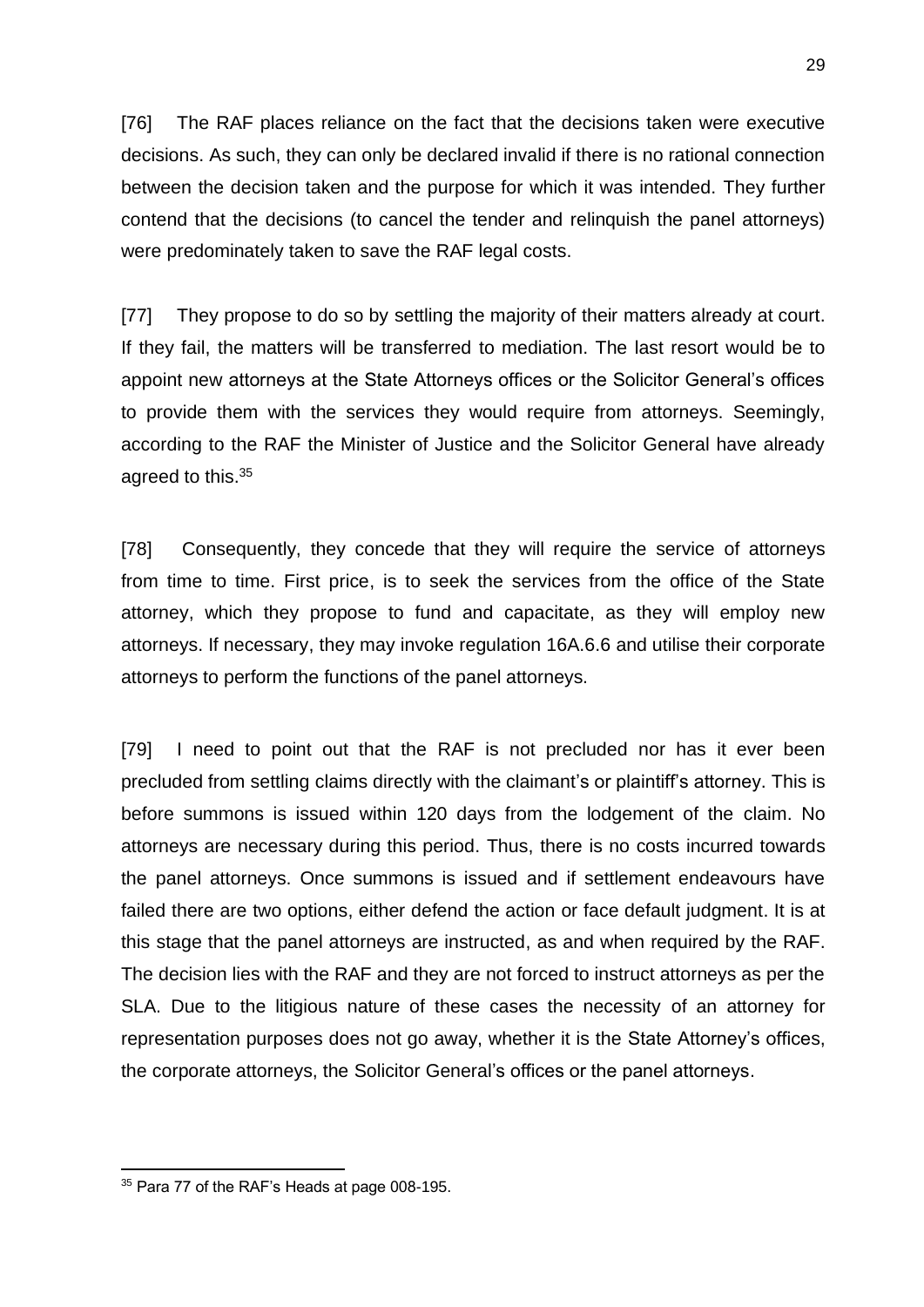[76] The RAF places reliance on the fact that the decisions taken were executive decisions. As such, they can only be declared invalid if there is no rational connection between the decision taken and the purpose for which it was intended. They further contend that the decisions (to cancel the tender and relinquish the panel attorneys) were predominately taken to save the RAF legal costs.

[77] They propose to do so by settling the majority of their matters already at court. If they fail, the matters will be transferred to mediation. The last resort would be to appoint new attorneys at the State Attorneys offices or the Solicitor General's offices to provide them with the services they would require from attorneys. Seemingly, according to the RAF the Minister of Justice and the Solicitor General have already agreed to this.[35]

[78] Consequently, they concede that they will require the service of attorneys from time to time. First price, is to seek the services from the office of the State attorney, which they propose to fund and capacitate, as they will employ new attorneys. If necessary, they may invoke regulation 16A.6.6 and utilise their corporate attorneys to perform the functions of the panel attorneys.

[79] I need to point out that the RAF is not precluded nor has it ever been precluded from settling claims directly with the claimant's or plaintiff's attorney. This is before summons is issued within 120 days from the lodgement of the claim. No attorneys are necessary during this period. Thus, there is no costs incurred towards the panel attorneys. Once summons is issued and if settlement endeavours have failed there are two options, either defend the action or face default judgment. It is at this stage that the panel attorneys are instructed, as and when required by the RAF. The decision lies with the RAF and they are not forced to instruct attorneys as per the SLA. Due to the litigious nature of these cases the necessity of an attorney for representation purposes does not go away, whether it is the State Attorney's offices, the corporate attorneys, the Solicitor General's offices or the panel attorneys.

---

[35] Para 77 of the RAF's Heads at page 008-195.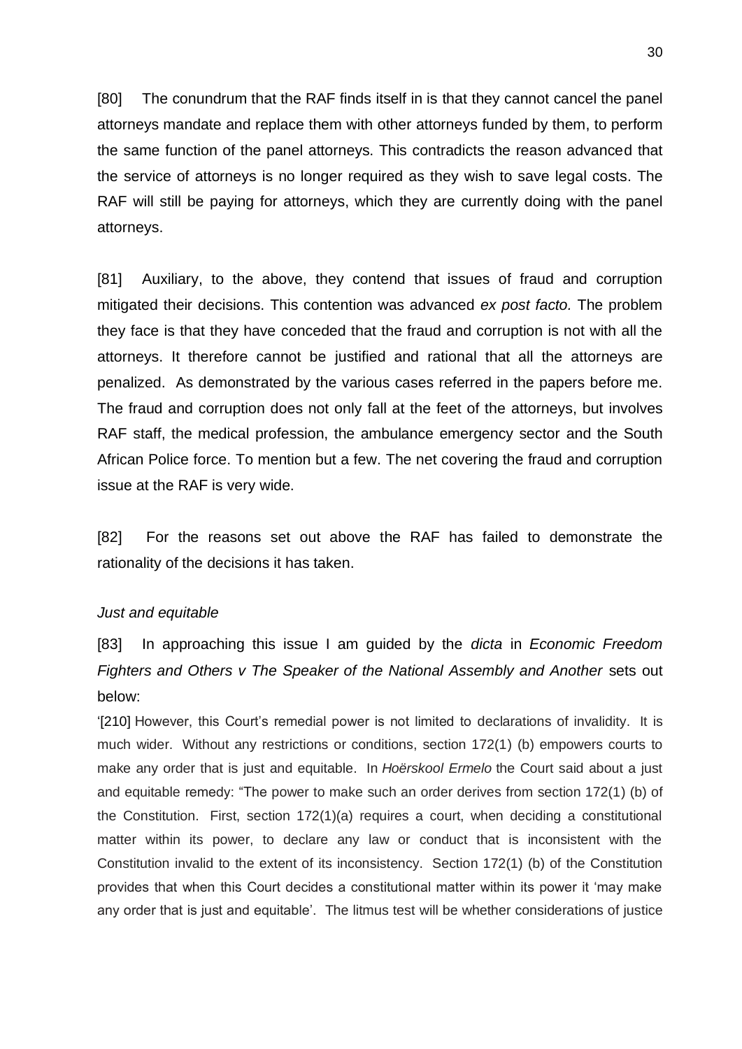[80] The conundrum that the RAF finds itself in is that they cannot cancel the panel attorneys mandate and replace them with other attorneys funded by them, to perform the same function of the panel attorneys. This contradicts the reason advanced that the service of attorneys is no longer required as they wish to save legal costs. The RAF will still be paying for attorneys, which they are currently doing with the panel attorneys.

[81] Auxiliary, to the above, they contend that issues of fraud and corruption mitigated their decisions. This contention was advanced *ex post facto.* The problem they face is that they have conceded that the fraud and corruption is not with all the attorneys. It therefore cannot be justified and rational that all the attorneys are penalized. As demonstrated by the various cases referred in the papers before me. The fraud and corruption does not only fall at the feet of the attorneys, but involves RAF staff, the medical profession, the ambulance emergency sector and the South African Police force. To mention but a few. The net covering the fraud and corruption issue at the RAF is very wide.

[82] For the reasons set out above the RAF has failed to demonstrate the rationality of the decisions it has taken.

*Just and equitable*

[83] In approaching this issue I am guided by the *dicta* in *Economic Freedom Fighters and Others v The Speaker of the National Assembly and Another* sets out below:

'[210] However, this Court's remedial power is not limited to declarations of invalidity. It is much wider. Without any restrictions or conditions, section 172(1) (b) empowers courts to make any order that is just and equitable. In *Hoërskool Ermelo* the Court said about a just and equitable remedy: "The power to make such an order derives from section 172(1) (b) of the Constitution. First, section 172(1)(a) requires a court, when deciding a constitutional matter within its power, to declare any law or conduct that is inconsistent with the Constitution invalid to the extent of its inconsistency. Section 172(1) (b) of the Constitution provides that when this Court decides a constitutional matter within its power it 'may make any order that is just and equitable'. The litmus test will be whether considerations of justice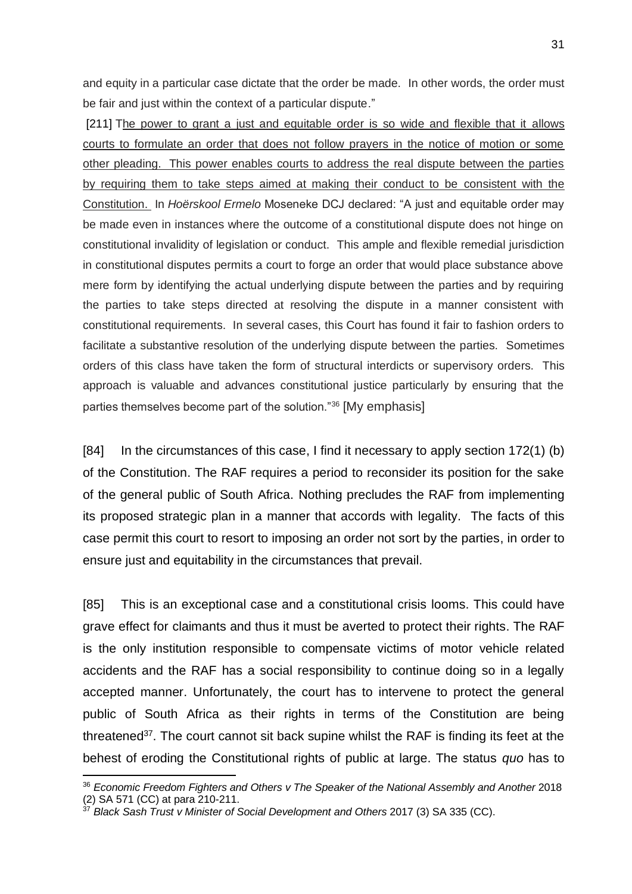and equity in a particular case dictate that the order be made. In other words, the order must be fair and just within the context of a particular dispute."

[211] The power to grant a just and equitable order is so wide and flexible that it allows courts to formulate an order that does not follow prayers in the notice of motion or some other pleading. This power enables courts to address the real dispute between the parties by requiring them to take steps aimed at making their conduct to be consistent with the Constitution. In *Hoërskool Ermelo* Moseneke DCJ declared: "A just and equitable order may be made even in instances where the outcome of a constitutional dispute does not hinge on constitutional invalidity of legislation or conduct. This ample and flexible remedial jurisdiction in constitutional disputes permits a court to forge an order that would place substance above mere form by identifying the actual underlying dispute between the parties and by requiring the parties to take steps directed at resolving the dispute in a manner consistent with constitutional requirements. In several cases, this Court has found it fair to fashion orders to facilitate a substantive resolution of the underlying dispute between the parties. Sometimes orders of this class have taken the form of structural interdicts or supervisory orders. This approach is valuable and advances constitutional justice particularly by ensuring that the parties themselves become part of the solution."[36] [My emphasis]

[84] In the circumstances of this case, I find it necessary to apply section 172(1) (b) of the Constitution. The RAF requires a period to reconsider its position for the sake of the general public of South Africa. Nothing precludes the RAF from implementing its proposed strategic plan in a manner that accords with legality. The facts of this case permit this court to resort to imposing an order not sort by the parties, in order to ensure just and equitability in the circumstances that prevail.

[85] This is an exceptional case and a constitutional crisis looms. This could have grave effect for claimants and thus it must be averted to protect their rights. The RAF is the only institution responsible to compensate victims of motor vehicle related accidents and the RAF has a social responsibility to continue doing so in a legally accepted manner. Unfortunately, the court has to intervene to protect the general public of South Africa as their rights in terms of the Constitution are being threatened[37]. The court cannot sit back supine whilst the RAF is finding its feet at the behest of eroding the Constitutional rights of public at large. The status *quo* has to

---

[36] *Economic Freedom Fighters and Others v The Speaker of the National Assembly and Another* 2018 (2) SA 571 (CC) at para 210-211.

[37] *Black Sash Trust v Minister of Social Development and Others* 2017 (3) SA 335 (CC).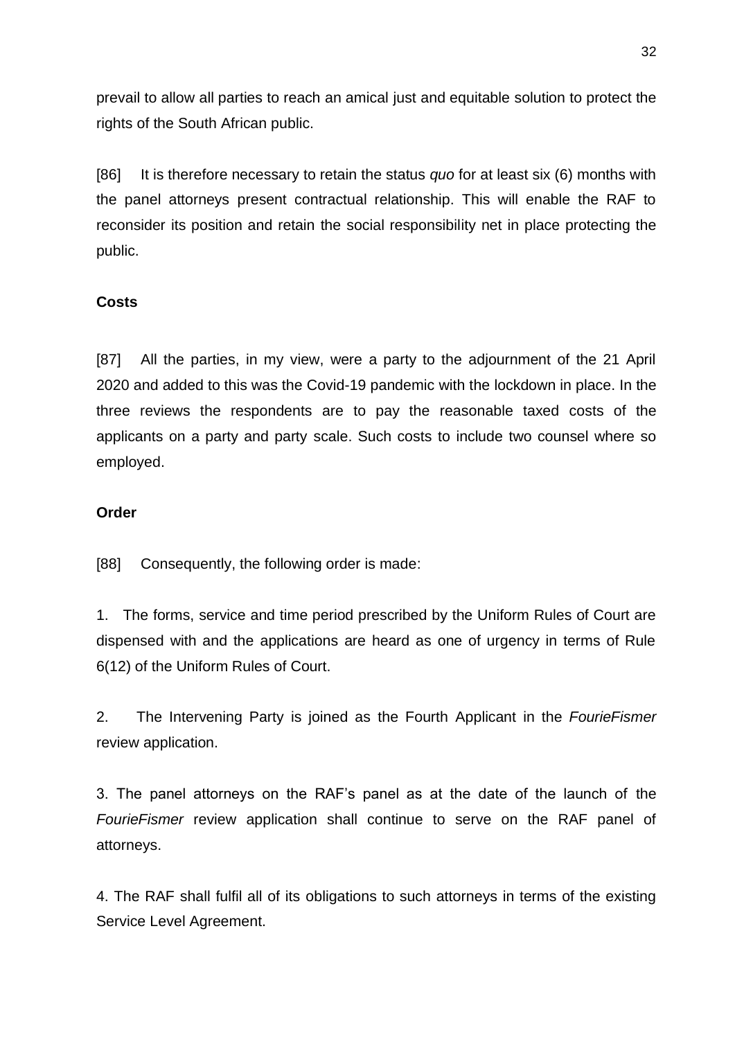prevail to allow all parties to reach an amical just and equitable solution to protect the rights of the South African public.

[86] It is therefore necessary to retain the status *quo* for at least six (6) months with the panel attorneys present contractual relationship. This will enable the RAF to reconsider its position and retain the social responsibility net in place protecting the public.

**Costs**

[87] All the parties, in my view, were a party to the adjournment of the 21 April 2020 and added to this was the Covid-19 pandemic with the lockdown in place. In the three reviews the respondents are to pay the reasonable taxed costs of the applicants on a party and party scale. Such costs to include two counsel where so employed.

**Order**

[88] Consequently, the following order is made:

1. The forms, service and time period prescribed by the Uniform Rules of Court are dispensed with and the applications are heard as one of urgency in terms of Rule 6(12) of the Uniform Rules of Court.

2. The Intervening Party is joined as the Fourth Applicant in the *FourieFismer* review application.

3. The panel attorneys on the RAF's panel as at the date of the launch of the *FourieFismer* review application shall continue to serve on the RAF panel of attorneys.

4. The RAF shall fulfil all of its obligations to such attorneys in terms of the existing Service Level Agreement.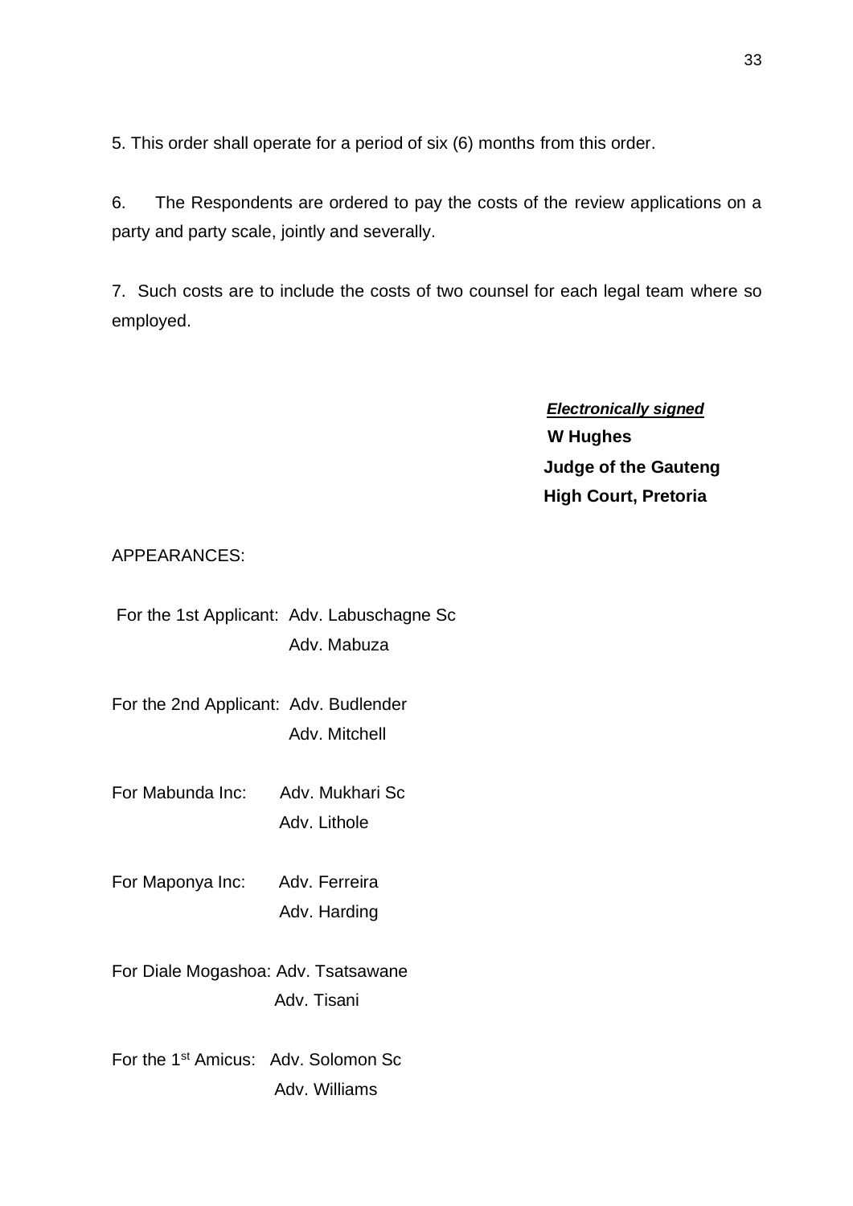5. This order shall operate for a period of six (6) months from this order.

6. The Respondents are ordered to pay the costs of the review applications on a party and party scale, jointly and severally.

7. Such costs are to include the costs of two counsel for each legal team where so employed.

***Electronically signed***
**W Hughes**
**Judge of the Gauteng**
**High Court, Pretoria**

APPEARANCES:

For the 1st Applicant: Adv. Labuschagne Sc
Adv. Mabuza

For the 2nd Applicant: Adv. Budlender
Adv. Mitchell

For Mabunda Inc: Adv. Mukhari Sc
Adv. Lithole

For Maponya Inc: Adv. Ferreira
Adv. Harding

For Diale Mogashoa: Adv. Tsatsawane
Adv. Tisani

For the 1st Amicus: Adv. Solomon Sc
Adv. Williams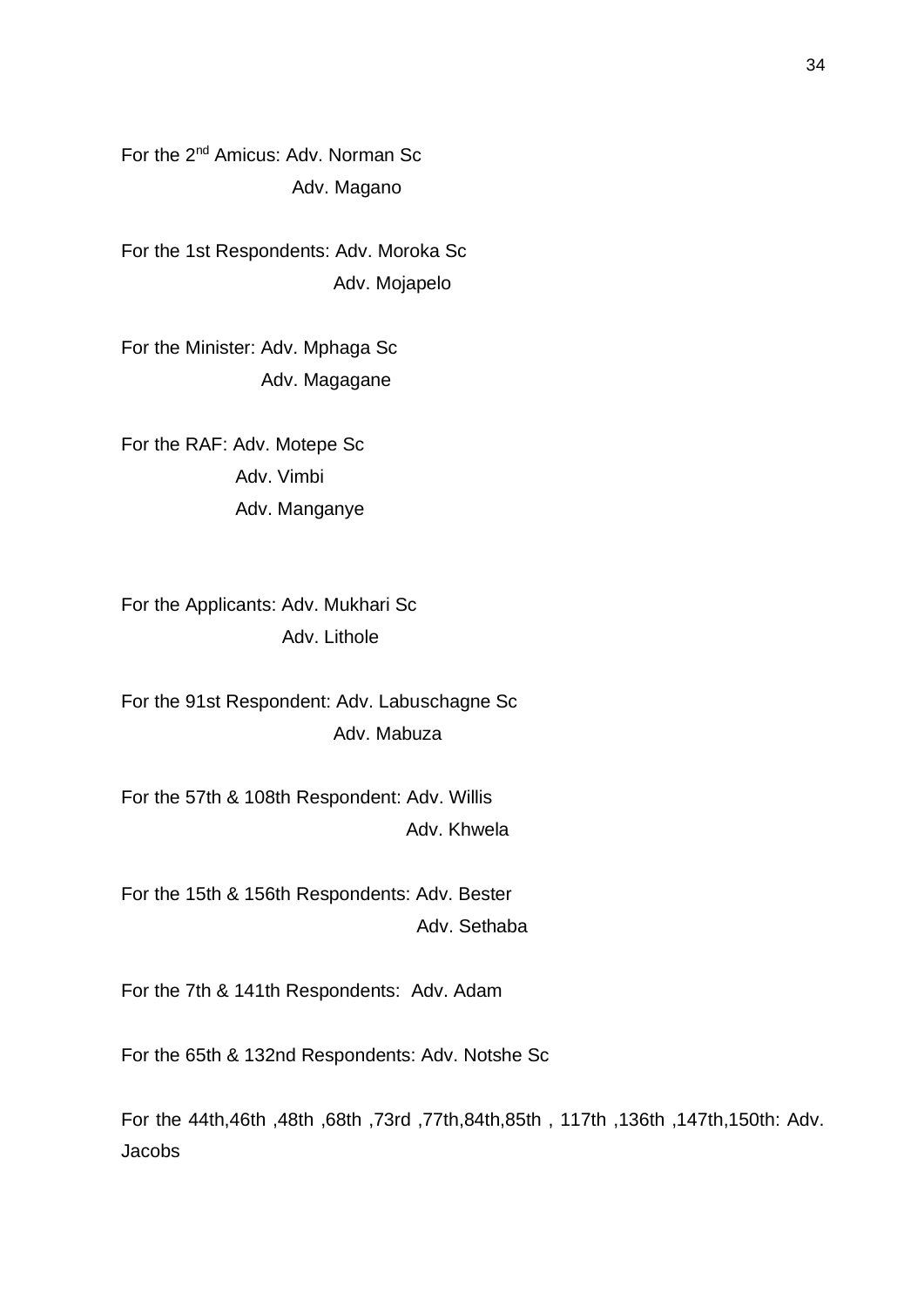For the 2nd Amicus: Adv. Norman Sc
Adv. Magano

For the 1st Respondents: Adv. Moroka Sc
Adv. Mojapelo

For the Minister: Adv. Mphaga Sc
Adv. Magagane

For the RAF: Adv. Motepe Sc
Adv. Vimbi
Adv. Manganye

For the Applicants: Adv. Mukhari Sc
Adv. Lithole

For the 91st Respondent: Adv. Labuschagne Sc
Adv. Mabuza

For the 57th & 108th Respondent: Adv. Willis
Adv. Khwela

For the 15th & 156th Respondents: Adv. Bester
Adv. Sethaba

For the 7th & 141th Respondents: Adv. Adam

For the 65th & 132nd Respondents: Adv. Notshe Sc

For the 44th,46th ,48th ,68th ,73rd ,77th,84th,85th , 117th ,136th ,147th,150th: Adv. Jacobs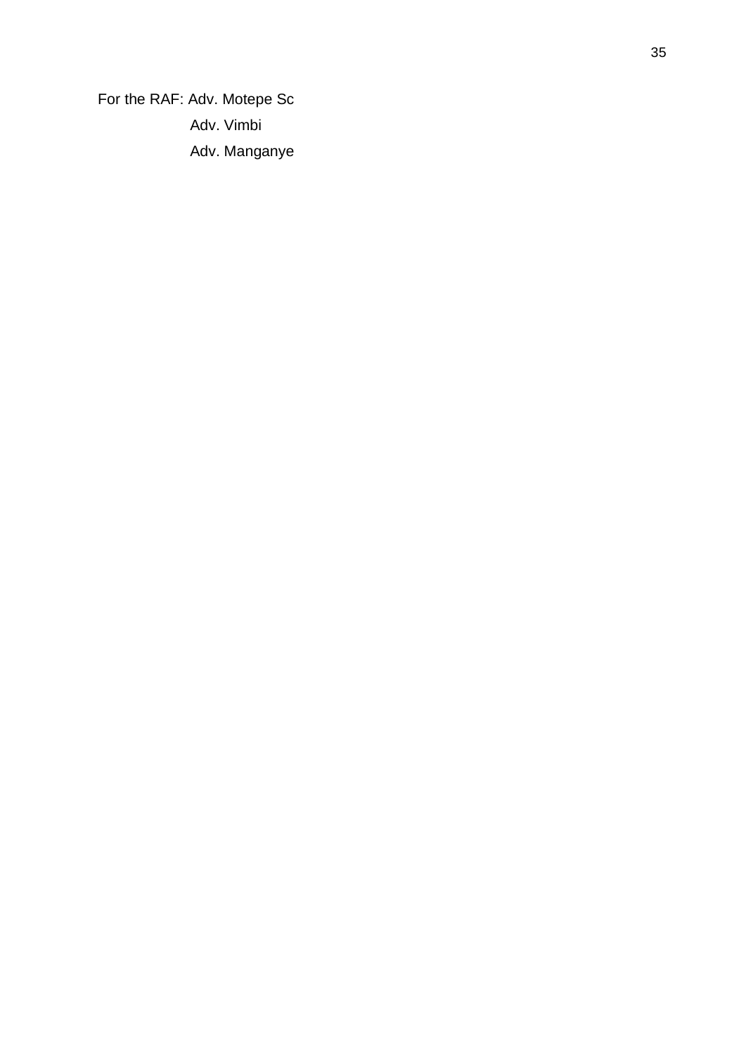For the RAF: Adv. Motepe Sc

Adv. Vimbi

Adv. Manganye